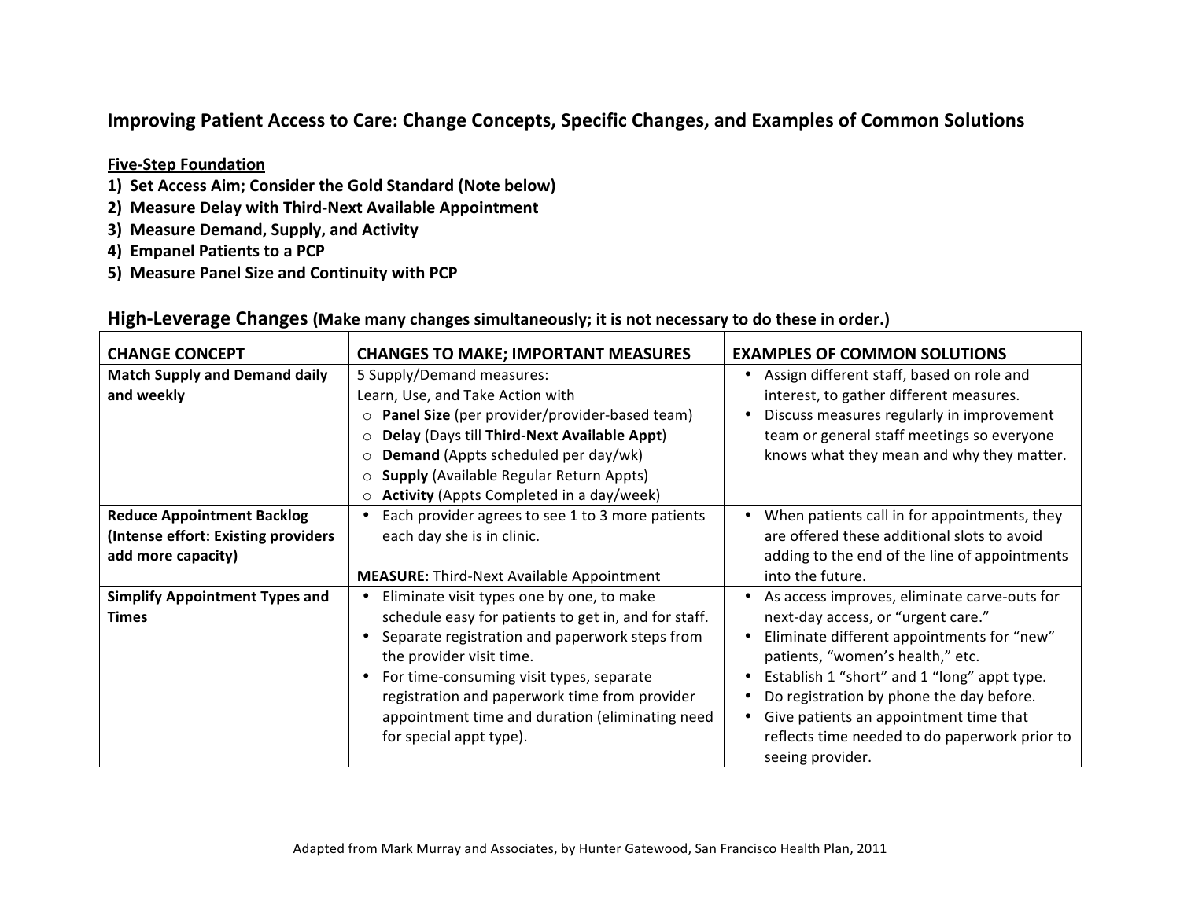# Improving Patient Access to Care: Change Concepts, Specific Changes, and Examples of Common Solutions

**<u>Five-Step Foundation</u>**

**1) Set Access Aim; Consider the Gold Standard (Note below)**
**2) Measure Delay with Third-Next Available Appointment**
**3) Measure Demand, Supply, and Activity**
**4) Empanel Patients to a PCP**
**5) Measure Panel Size and Continuity with PCP**

## High-Leverage Changes **(Make many changes simultaneously; it is not necessary to do these in order.)**

| CHANGE CONCEPT | CHANGES TO MAKE; IMPORTANT MEASURES | EXAMPLES OF COMMON SOLUTIONS |
|---|---|---|
| **Match Supply and Demand daily and weekly** | 5 Supply/Demand measures:<br>Learn, Use, and Take Action with<br>○ **Panel Size** (per provider/provider-based team)<br>○ **Delay** (Days till **Third-Next Available Appt**)<br>○ **Demand** (Appts scheduled per day/wk)<br>○ **Supply** (Available Regular Return Appts)<br>○ **Activity** (Appts Completed in a day/week) | • Assign different staff, based on role and interest, to gather different measures.<br>• Discuss measures regularly in improvement team or general staff meetings so everyone knows what they mean and why they matter. |
| **Reduce Appointment Backlog (Intense effort: Existing providers add more capacity)** | • Each provider agrees to see 1 to 3 more patients each day she is in clinic.<br><br>**MEASURE**: Third-Next Available Appointment | • When patients call in for appointments, they are offered these additional slots to avoid adding to the end of the line of appointments into the future. |
| **Simplify Appointment Types and Times** | • Eliminate visit types one by one, to make schedule easy for patients to get in, and for staff.<br>• Separate registration and paperwork steps from the provider visit time.<br>• For time-consuming visit types, separate registration and paperwork time from provider appointment time and duration (eliminating need for special appt type). | • As access improves, eliminate carve-outs for next-day access, or "urgent care."<br>• Eliminate different appointments for "new" patients, "women's health," etc.<br>• Establish 1 "short" and 1 "long" appt type.<br>• Do registration by phone the day before.<br>• Give patients an appointment time that reflects time needed to do paperwork prior to seeing provider. |

Adapted from Mark Murray and Associates, by Hunter Gatewood, San Francisco Health Plan, 2011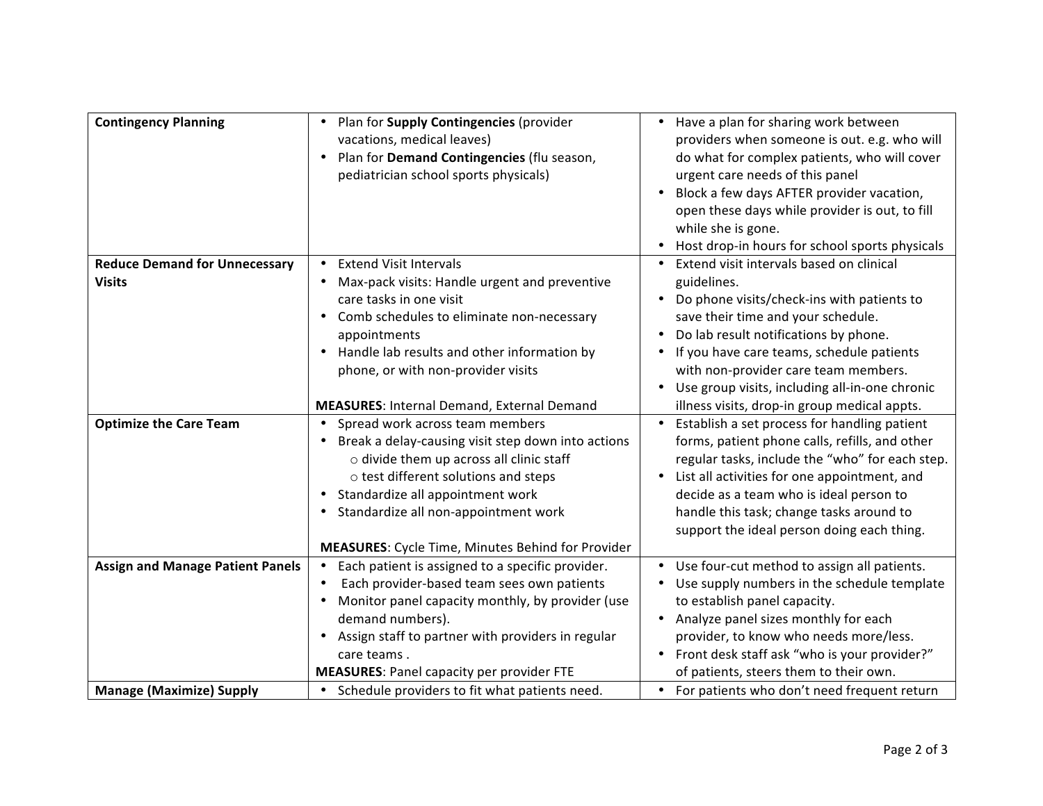| | | |
|---|---|---|
| **Contingency Planning** | • Plan for **Supply Contingencies** (provider vacations, medical leaves)<br>• Plan for **Demand Contingencies** (flu season, pediatrician school sports physicals) | • Have a plan for sharing work between providers when someone is out. e.g. who will do what for complex patients, who will cover urgent care needs of this panel<br>• Block a few days AFTER provider vacation, open these days while provider is out, to fill while she is gone.<br>• Host drop-in hours for school sports physicals |
| **Reduce Demand for Unnecessary Visits** | • Extend Visit Intervals<br>• Max-pack visits: Handle urgent and preventive care tasks in one visit<br>• Comb schedules to eliminate non-necessary appointments<br>• Handle lab results and other information by phone, or with non-provider visits<br><br>**MEASURES**: Internal Demand, External Demand | • Extend visit intervals based on clinical guidelines.<br>• Do phone visits/check-ins with patients to save their time and your schedule.<br>• Do lab result notifications by phone.<br>• If you have care teams, schedule patients with non-provider care team members.<br>• Use group visits, including all-in-one chronic illness visits, drop-in group medical appts. |
| **Optimize the Care Team** | • Spread work across team members<br>• Break a delay-causing visit step down into actions<br>&nbsp;&nbsp;&nbsp;&nbsp;o divide them up across all clinic staff<br>&nbsp;&nbsp;&nbsp;&nbsp;o test different solutions and steps<br>• Standardize all appointment work<br>• Standardize all non-appointment work<br><br>**MEASURES**: Cycle Time, Minutes Behind for Provider | • Establish a set process for handling patient forms, patient phone calls, refills, and other regular tasks, include the "who" for each step.<br>• List all activities for one appointment, and decide as a team who is ideal person to handle this task; change tasks around to support the ideal person doing each thing. |
| **Assign and Manage Patient Panels** | • Each patient is assigned to a specific provider.<br>• Each provider-based team sees own patients<br>• Monitor panel capacity monthly, by provider (use demand numbers).<br>• Assign staff to partner with providers in regular care teams .<br>**MEASURES**: Panel capacity per provider FTE | • Use four-cut method to assign all patients.<br>• Use supply numbers in the schedule template to establish panel capacity.<br>• Analyze panel sizes monthly for each provider, to know who needs more/less.<br>• Front desk staff ask "who is your provider?" of patients, steers them to their own. |
| **Manage (Maximize) Supply** | • Schedule providers to fit what patients need. | • For patients who don't need frequent return |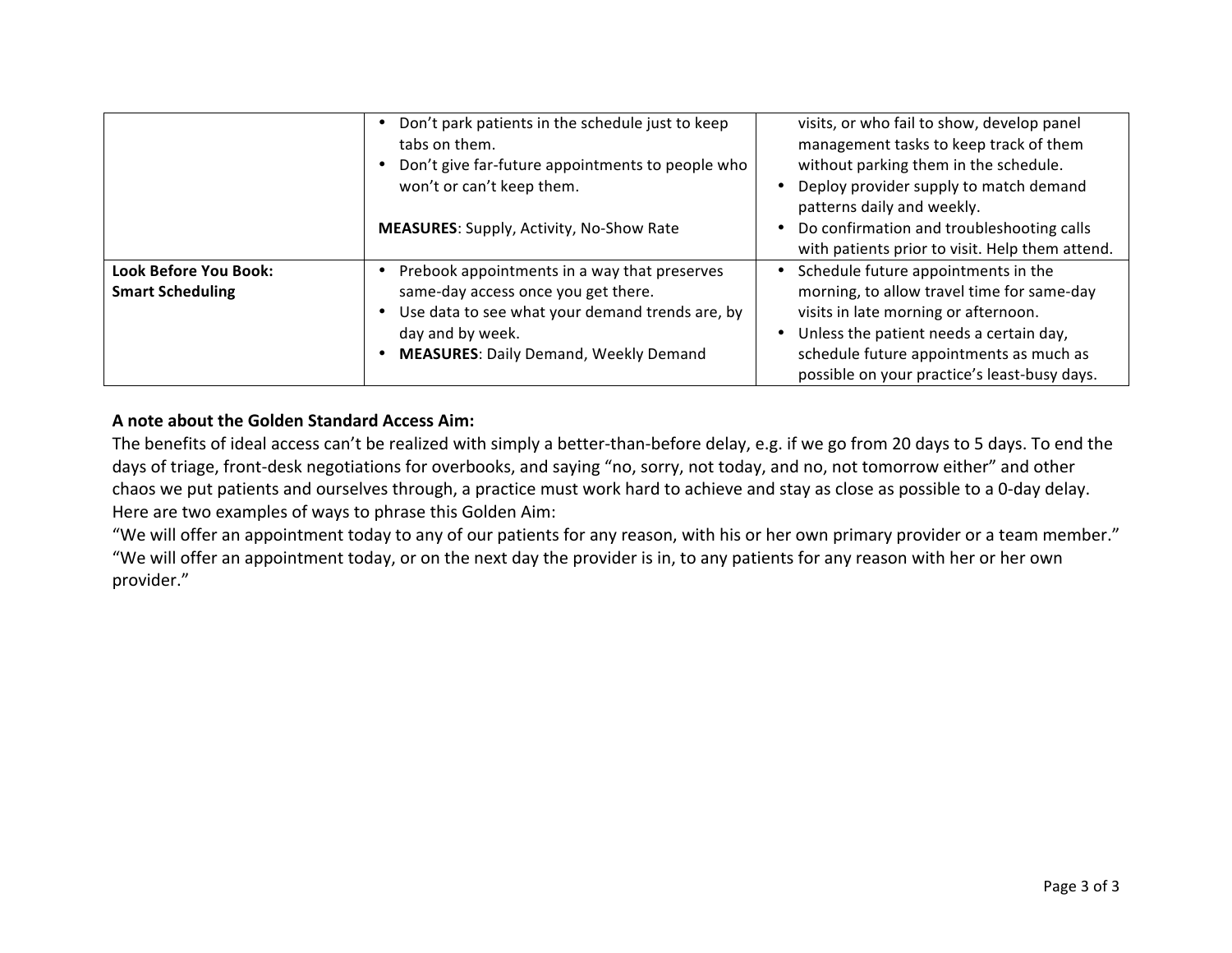| | | |
|---|---|---|
| | • Don't park patients in the schedule just to keep tabs on them.<br>• Don't give far-future appointments to people who won't or can't keep them.<br><br>**MEASURES**: Supply, Activity, No-Show Rate | visits, or who fail to show, develop panel management tasks to keep track of them without parking them in the schedule.<br>• Deploy provider supply to match demand patterns daily and weekly.<br>• Do confirmation and troubleshooting calls with patients prior to visit. Help them attend. |
| **Look Before You Book: Smart Scheduling** | • Prebook appointments in a way that preserves same-day access once you get there.<br>• Use data to see what your demand trends are, by day and by week.<br>• **MEASURES**: Daily Demand, Weekly Demand | • Schedule future appointments in the morning, to allow travel time for same-day visits in late morning or afternoon.<br>• Unless the patient needs a certain day, schedule future appointments as much as possible on your practice's least-busy days. |

**A note about the Golden Standard Access Aim:**

The benefits of ideal access can't be realized with simply a better-than-before delay, e.g. if we go from 20 days to 5 days. To end the days of triage, front-desk negotiations for overbooks, and saying "no, sorry, not today, and no, not tomorrow either" and other chaos we put patients and ourselves through, a practice must work hard to achieve and stay as close as possible to a 0-day delay. Here are two examples of ways to phrase this Golden Aim:

"We will offer an appointment today to any of our patients for any reason, with his or her own primary provider or a team member."

"We will offer an appointment today, or on the next day the provider is in, to any patients for any reason with her or her own provider."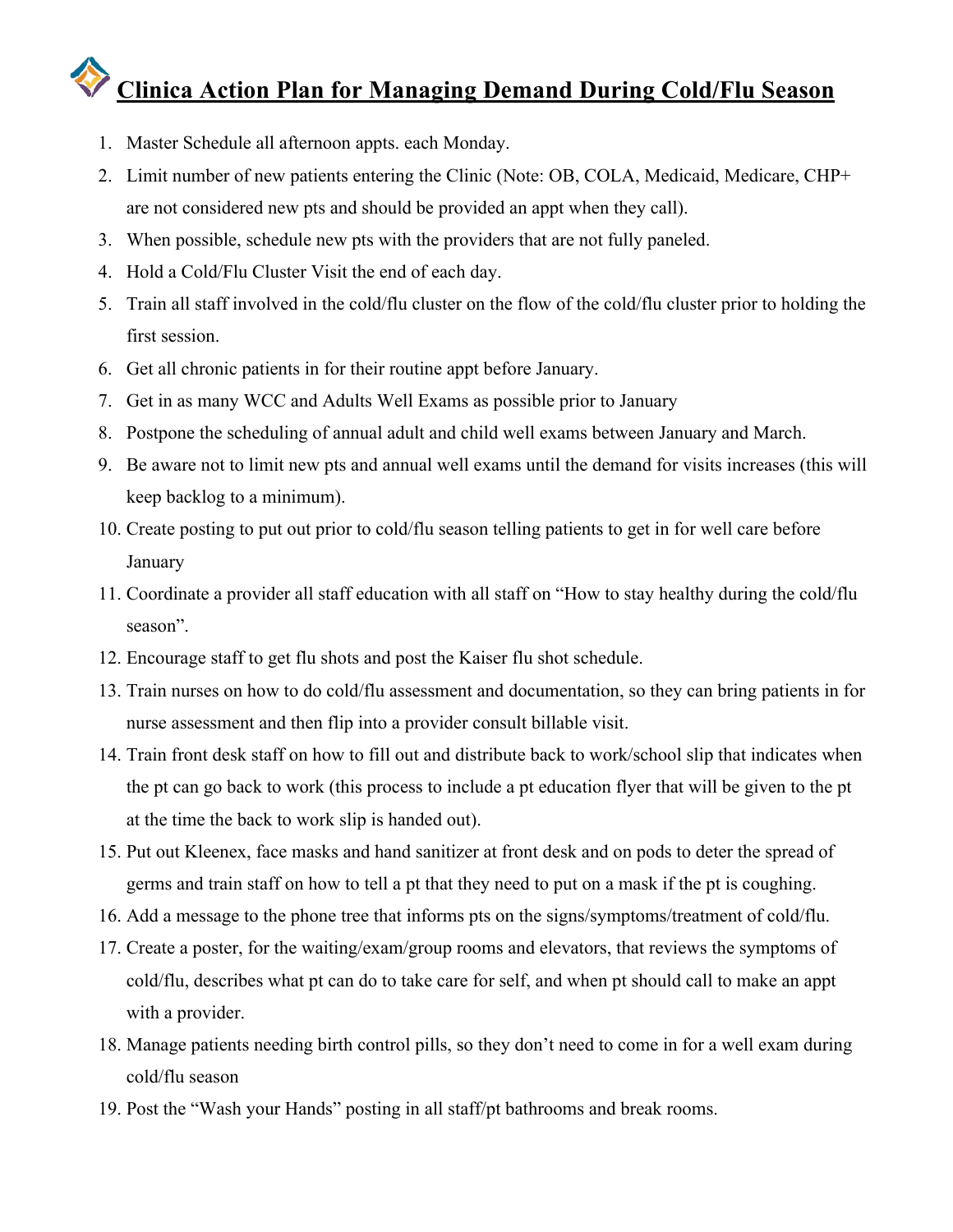# Clinica Action Plan for Managing Demand During Cold/Flu Season

1. Master Schedule all afternoon appts. each Monday.
2. Limit number of new patients entering the Clinic (Note: OB, COLA, Medicaid, Medicare, CHP+ are not considered new pts and should be provided an appt when they call).
3. When possible, schedule new pts with the providers that are not fully paneled.
4. Hold a Cold/Flu Cluster Visit the end of each day.
5. Train all staff involved in the cold/flu cluster on the flow of the cold/flu cluster prior to holding the first session.
6. Get all chronic patients in for their routine appt before January.
7. Get in as many WCC and Adults Well Exams as possible prior to January
8. Postpone the scheduling of annual adult and child well exams between January and March.
9. Be aware not to limit new pts and annual well exams until the demand for visits increases (this will keep backlog to a minimum).
10. Create posting to put out prior to cold/flu season telling patients to get in for well care before January
11. Coordinate a provider all staff education with all staff on "How to stay healthy during the cold/flu season".
12. Encourage staff to get flu shots and post the Kaiser flu shot schedule.
13. Train nurses on how to do cold/flu assessment and documentation, so they can bring patients in for nurse assessment and then flip into a provider consult billable visit.
14. Train front desk staff on how to fill out and distribute back to work/school slip that indicates when the pt can go back to work (this process to include a pt education flyer that will be given to the pt at the time the back to work slip is handed out).
15. Put out Kleenex, face masks and hand sanitizer at front desk and on pods to deter the spread of germs and train staff on how to tell a pt that they need to put on a mask if the pt is coughing.
16. Add a message to the phone tree that informs pts on the signs/symptoms/treatment of cold/flu.
17. Create a poster, for the waiting/exam/group rooms and elevators, that reviews the symptoms of cold/flu, describes what pt can do to take care for self, and when pt should call to make an appt with a provider.
18. Manage patients needing birth control pills, so they don't need to come in for a well exam during cold/flu season
19. Post the "Wash your Hands" posting in all staff/pt bathrooms and break rooms.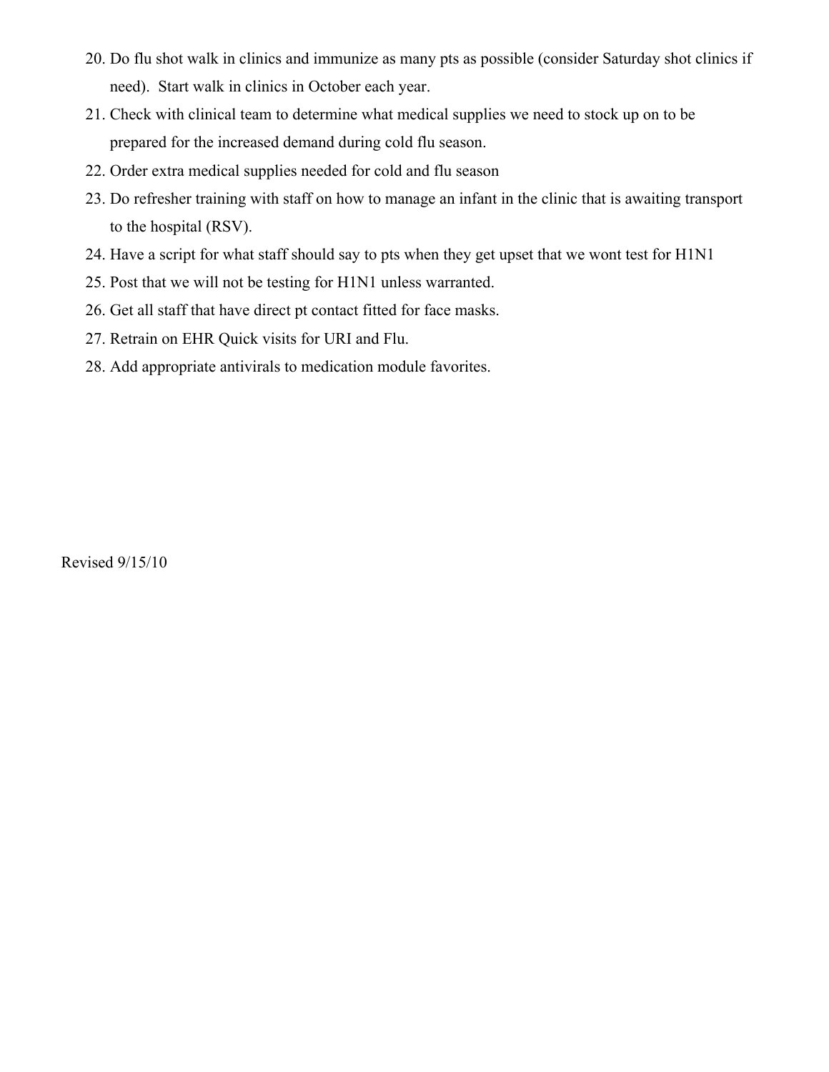20. Do flu shot walk in clinics and immunize as many pts as possible (consider Saturday shot clinics if need). Start walk in clinics in October each year.
21. Check with clinical team to determine what medical supplies we need to stock up on to be prepared for the increased demand during cold flu season.
22. Order extra medical supplies needed for cold and flu season
23. Do refresher training with staff on how to manage an infant in the clinic that is awaiting transport to the hospital (RSV).
24. Have a script for what staff should say to pts when they get upset that we wont test for H1N1
25. Post that we will not be testing for H1N1 unless warranted.
26. Get all staff that have direct pt contact fitted for face masks.
27. Retrain on EHR Quick visits for URI and Flu.
28. Add appropriate antivirals to medication module favorites.

Revised 9/15/10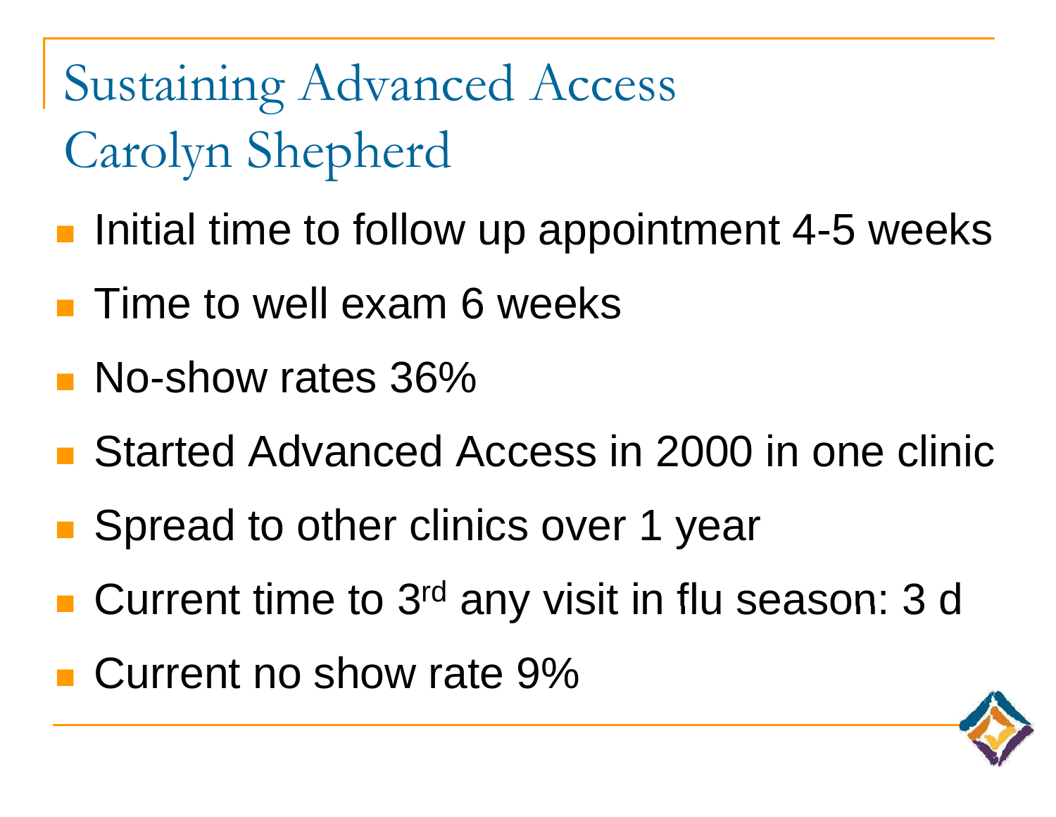# Sustaining Advanced Access
# Carolyn Shepherd

- Initial time to follow up appointment 4-5 weeks
- Time to well exam 6 weeks
- No-show rates 36%
- Started Advanced Access in 2000 in one clinic
- Spread to other clinics over 1 year
- Current time to 3rd any visit in flu season: 3 d
- Current no show rate 9%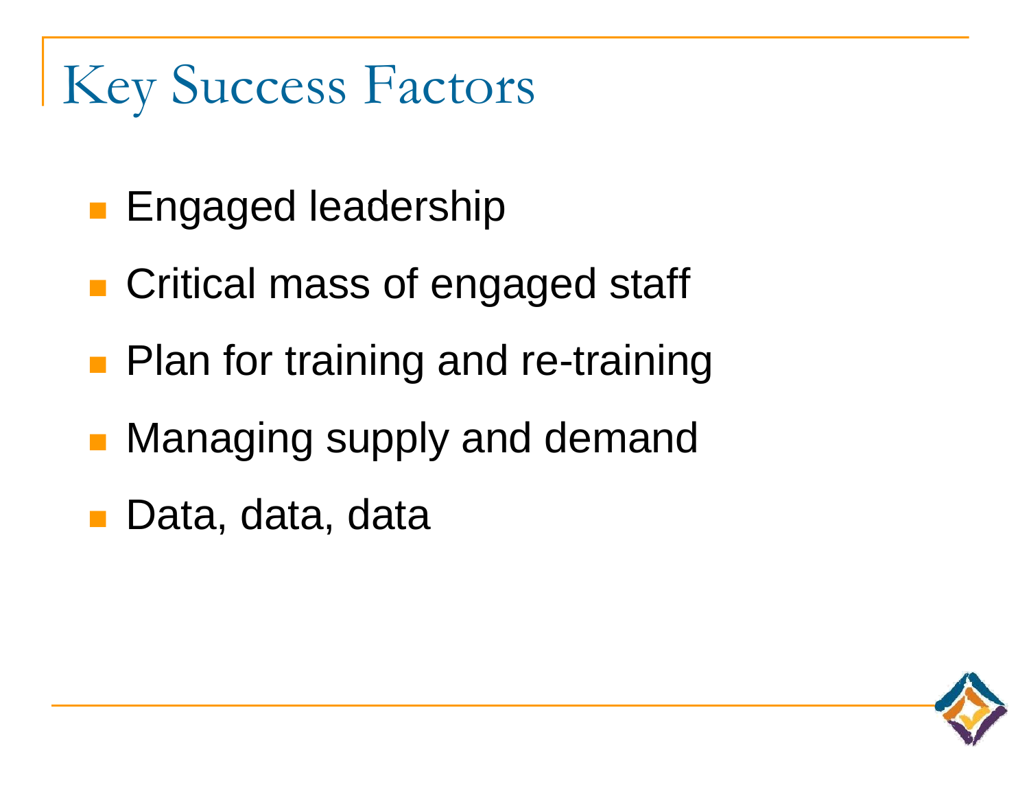# Key Success Factors

- Engaged leadership
- Critical mass of engaged staff
- Plan for training and re-training
- Managing supply and demand
- Data, data, data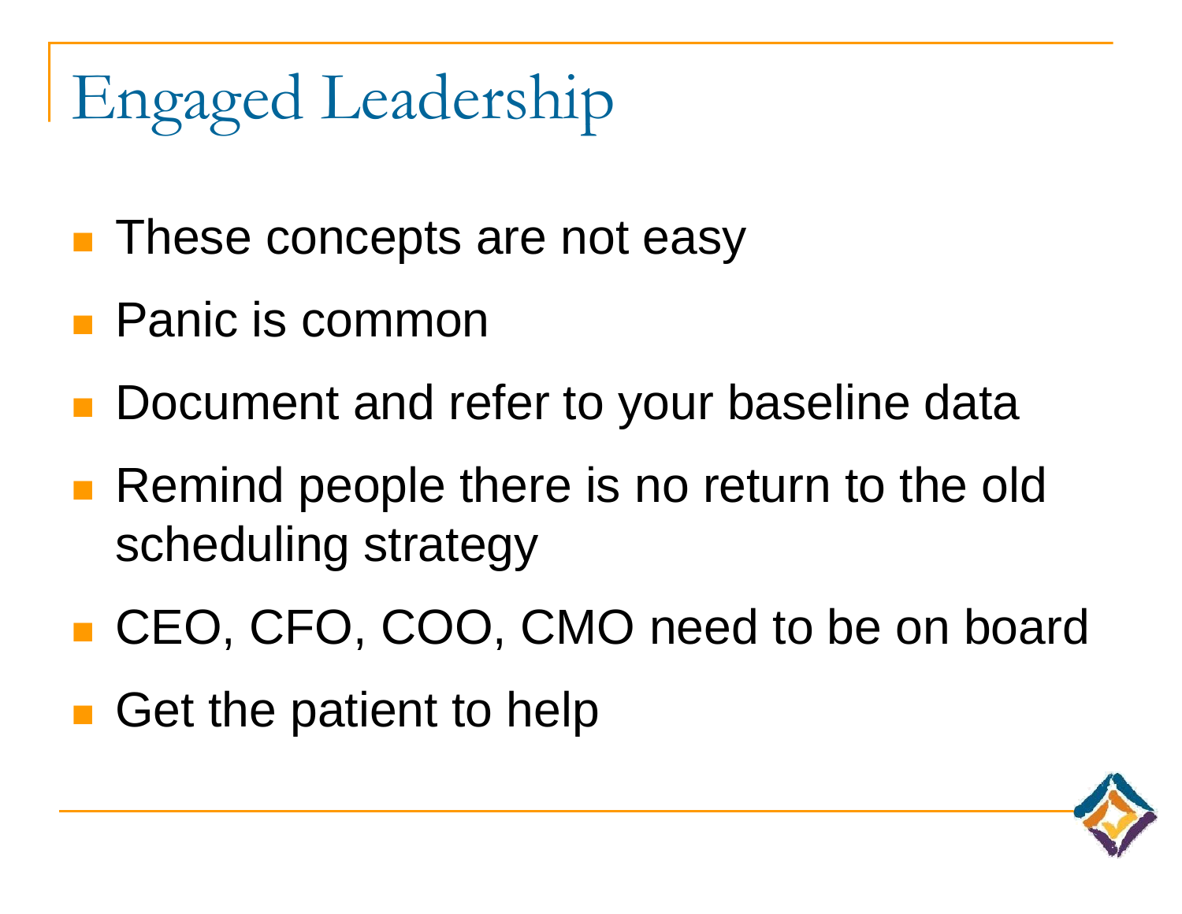# Engaged Leadership

- These concepts are not easy
- Panic is common
- Document and refer to your baseline data
- Remind people there is no return to the old scheduling strategy
- CEO, CFO, COO, CMO need to be on board
- Get the patient to help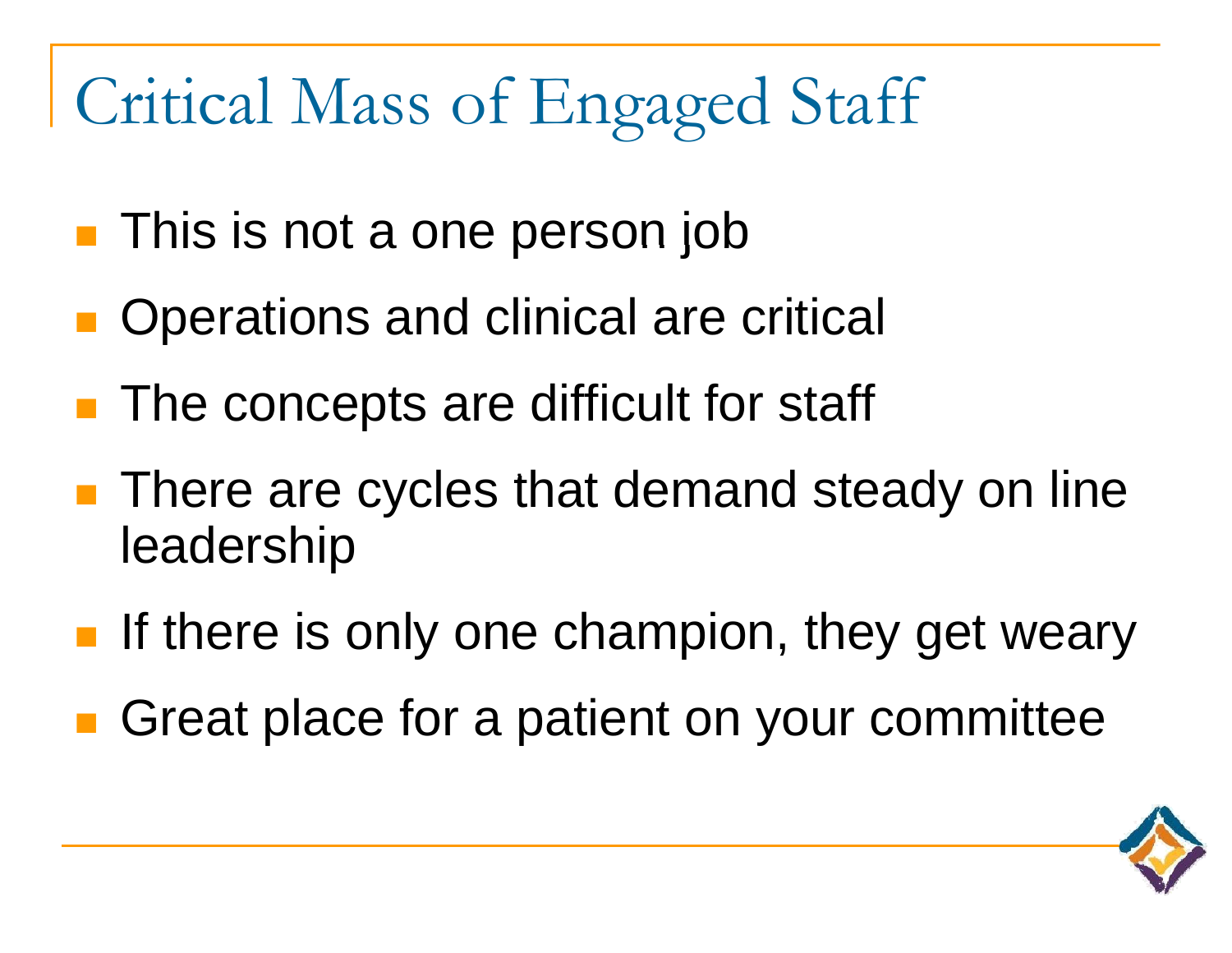# Critical Mass of Engaged Staff

- This is not a one person job
- Operations and clinical are critical
- The concepts are difficult for staff
- There are cycles that demand steady on line leadership
- If there is only one champion, they get weary
- Great place for a patient on your committee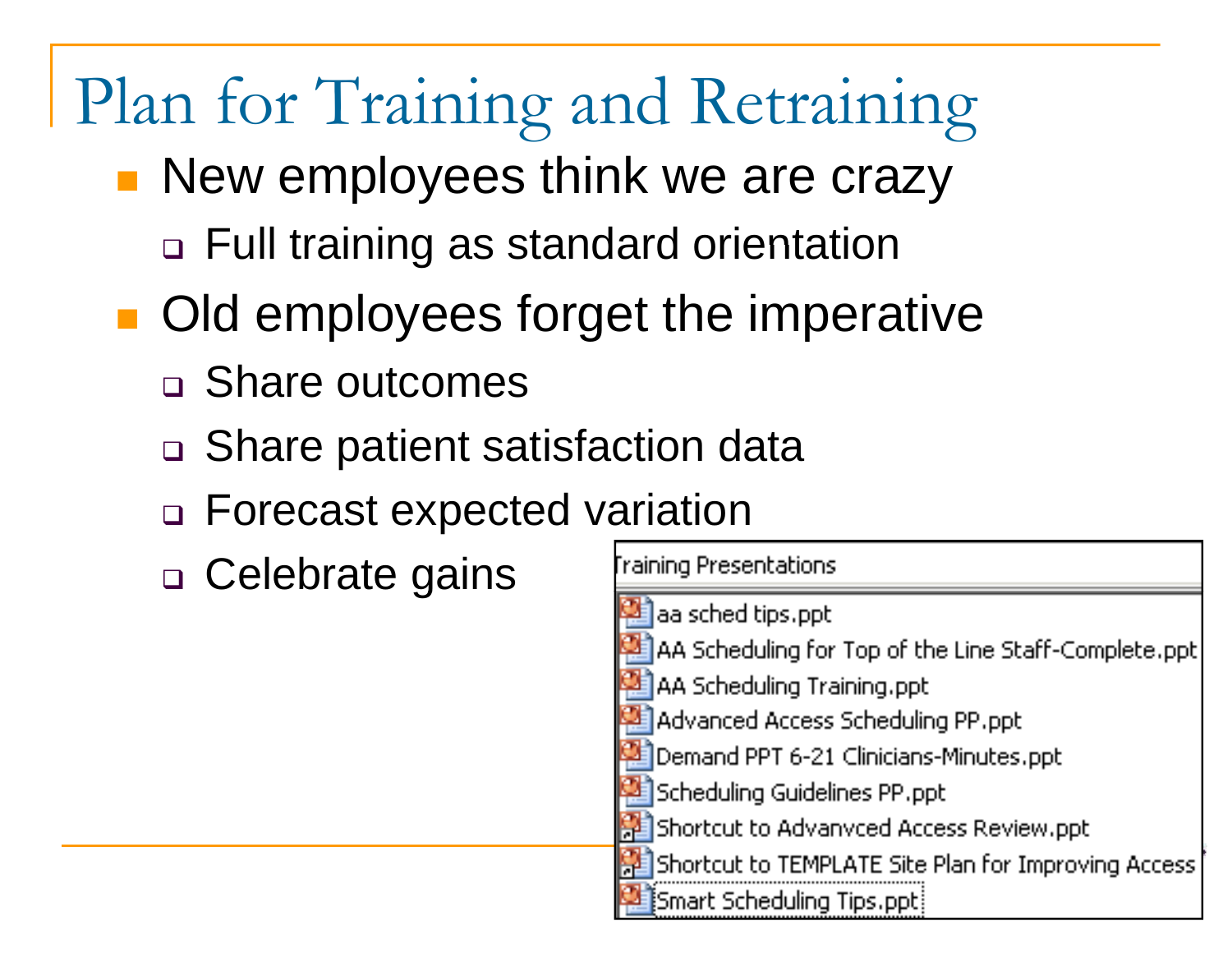# Plan for Training and Retraining

- New employees think we are crazy
  - Full training as standard orientation
- Old employees forget the imperative
  - Share outcomes
  - Share patient satisfaction data
  - Forecast expected variation
  - Celebrate gains

Training Presentations

- aa sched tips.ppt
- AA Scheduling for Top of the Line Staff-Complete.ppt
- AA Scheduling Training.ppt
- Advanced Access Scheduling PP.ppt
- Demand PPT 6-21 Clinicians-Minutes.ppt
- Scheduling Guidelines PP.ppt
- Shortcut to Advanvced Access Review.ppt
- Shortcut to TEMPLATE Site Plan for Improving Access
- Smart Scheduling Tips.ppt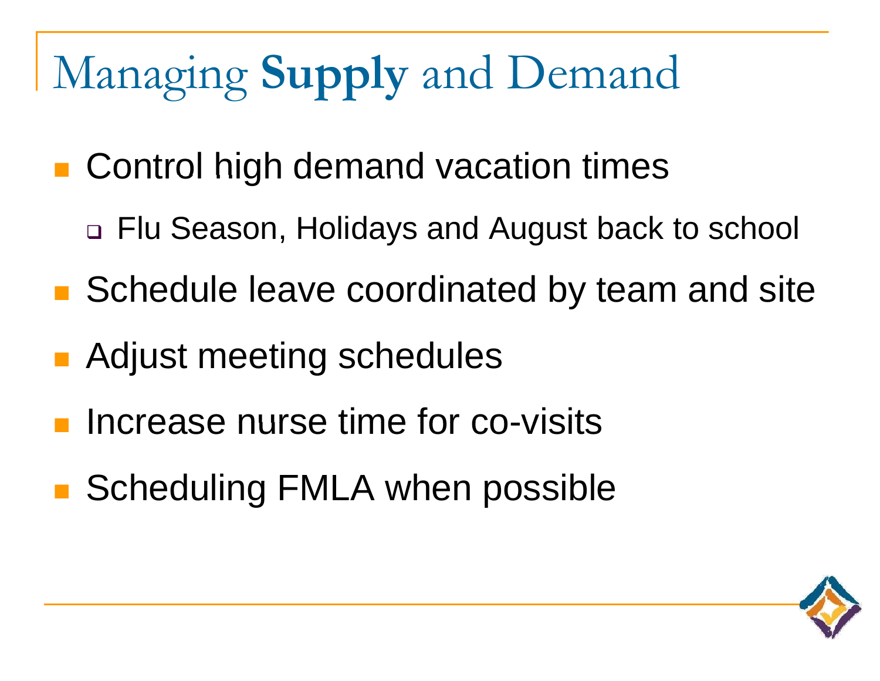# Managing **Supply** and Demand

- Control high demand vacation times
  - Flu Season, Holidays and August back to school
- Schedule leave coordinated by team and site
- Adjust meeting schedules
- Increase nurse time for co-visits
- Scheduling FMLA when possible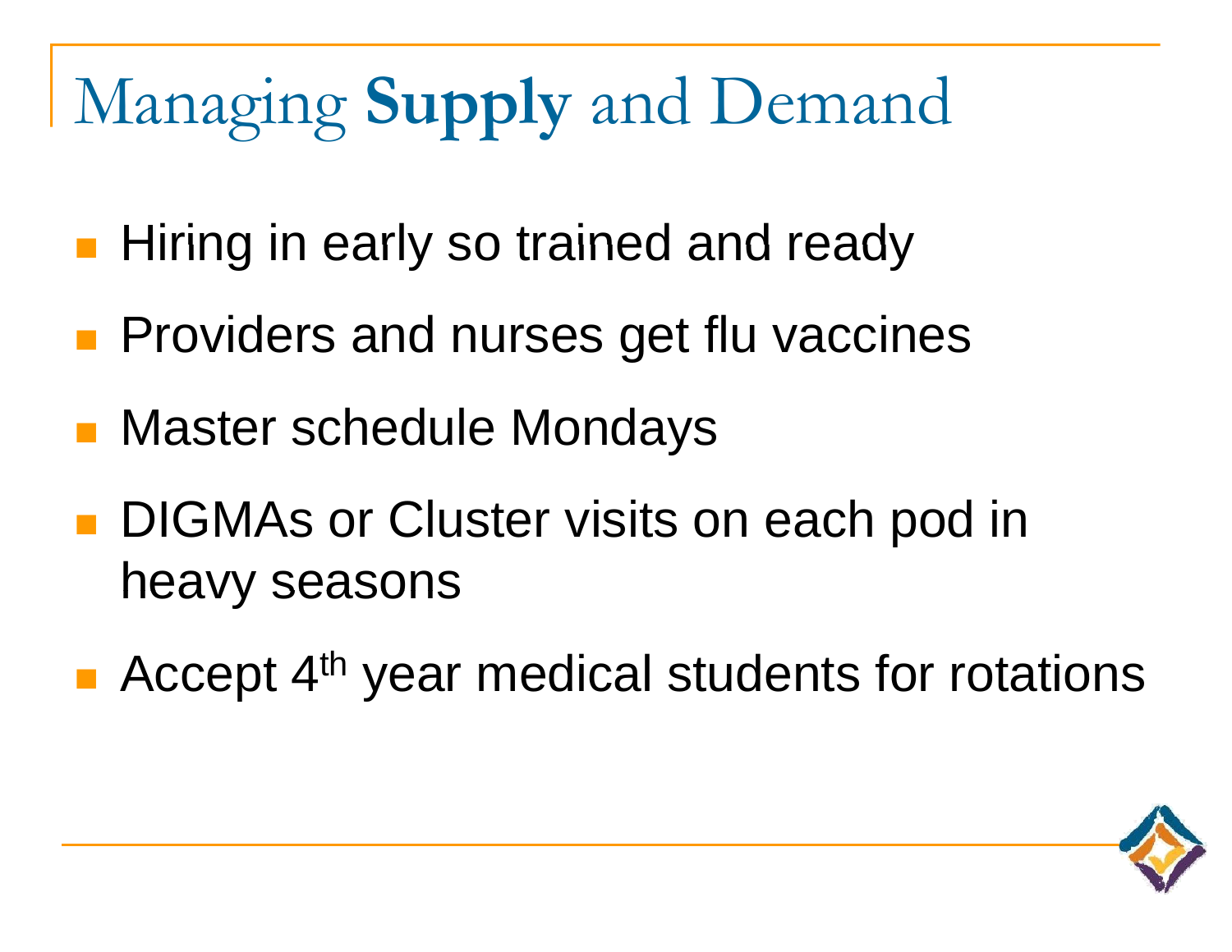# Managing **Supply** and Demand

- Hiring in early so trained and ready
- Providers and nurses get flu vaccines
- Master schedule Mondays
- DIGMAs or Cluster visits on each pod in heavy seasons
- Accept 4$^{th}$ year medical students for rotations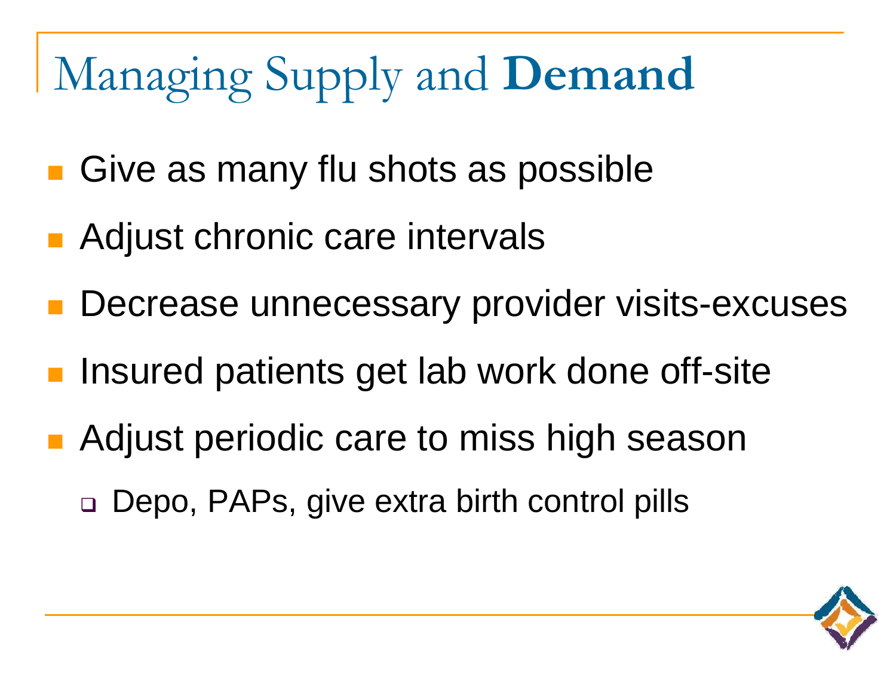# Managing Supply and **Demand**

- Give as many flu shots as possible
- Adjust chronic care intervals
- Decrease unnecessary provider visits-excuses
- Insured patients get lab work done off-site
- Adjust periodic care to miss high season
  - Depo, PAPs, give extra birth control pills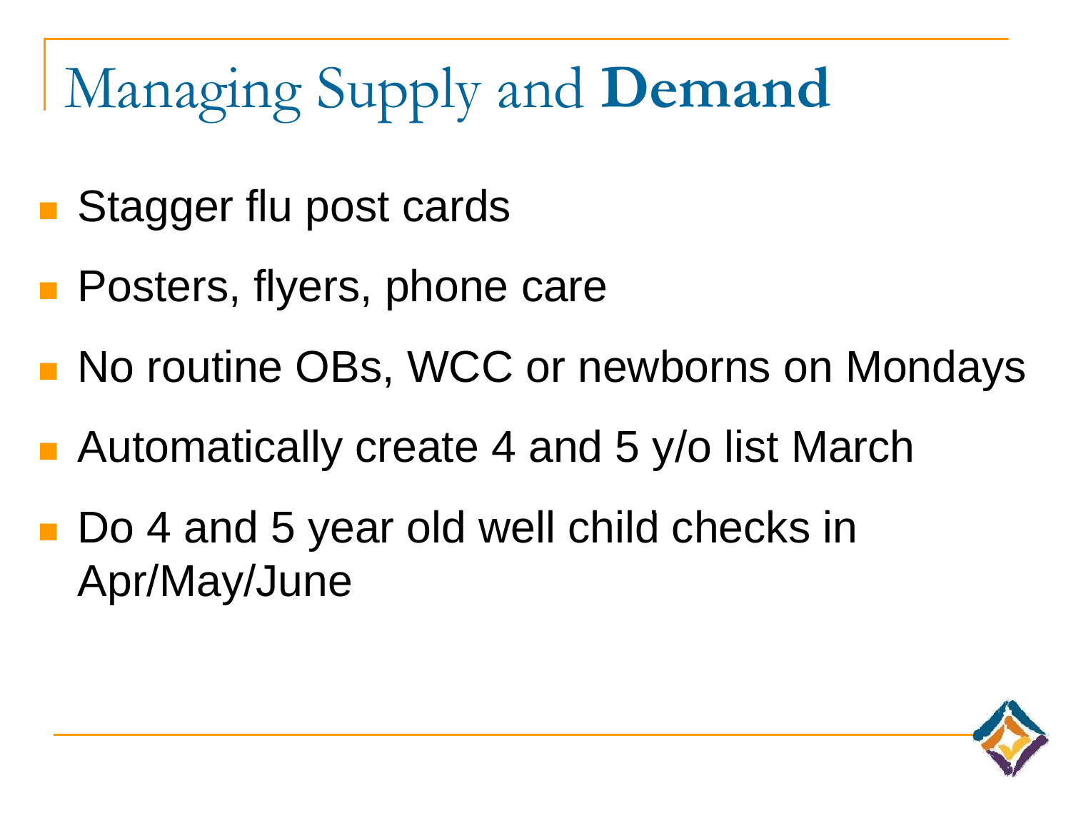# Managing Supply and **Demand**

- Stagger flu post cards
- Posters, flyers, phone care
- No routine OBs, WCC or newborns on Mondays
- Automatically create 4 and 5 y/o list March
- Do 4 and 5 year old well child checks in Apr/May/June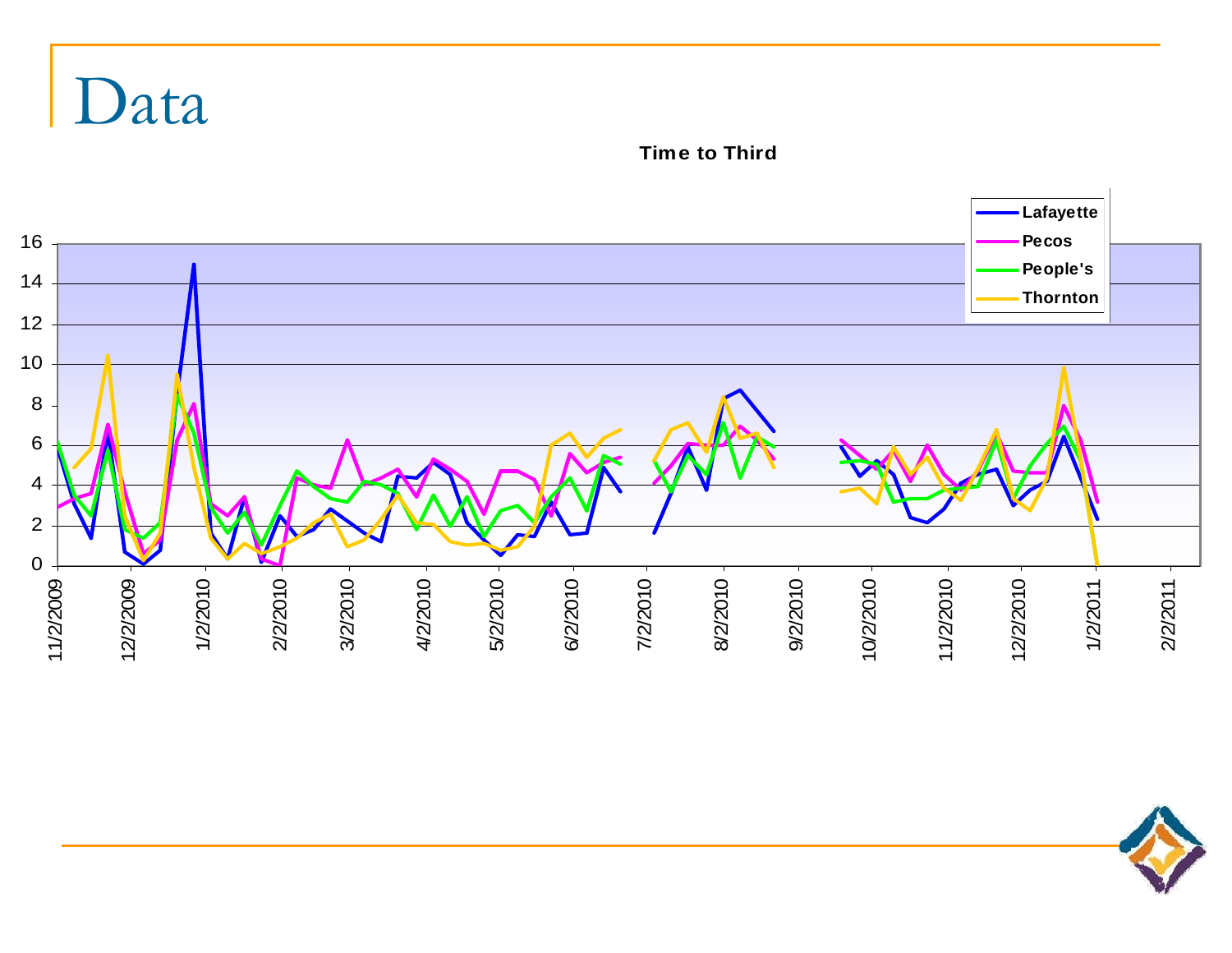# Data

Time to Third

Lafayette
Pecos
People's
Thornton

16
14
12
10
8
6
4
2
0

11/2/2009 12/2/2009 1/2/2010 2/2/2010 3/2/2010 4/2/2010 5/2/2010 6/2/2010 7/2/2010 8/2/2010 9/2/2010 10/2/2010 11/2/2010 12/2/2010 1/2/2011 2/2/2011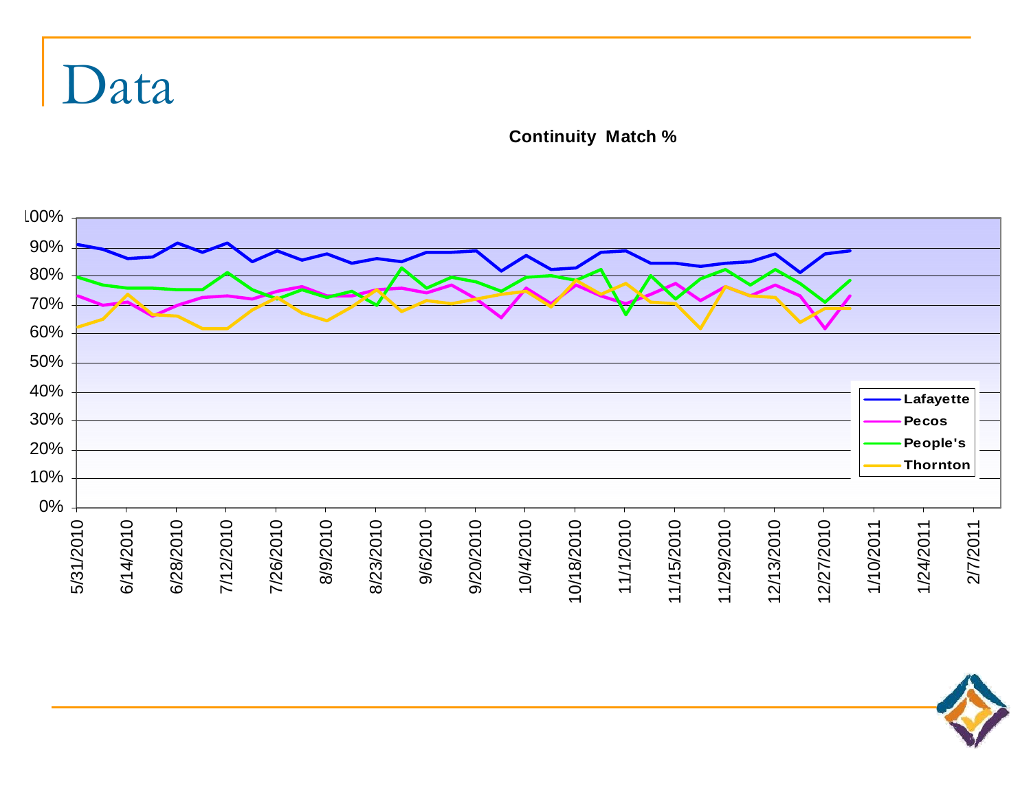# Data

**Continuity Match %**

100%
90%
80%
70%
60%
50%
40%
30%
20%
10%
0%

5/31/2010 6/14/2010 6/28/2010 7/12/2010 7/26/2010 8/9/2010 8/23/2010 9/6/2010 9/20/2010 10/4/2010 10/18/2010 11/1/2010 11/15/2010 11/29/2010 12/13/2010 12/27/2010 1/10/2011 1/24/2011 2/7/2011

- Lafayette
- Pecos
- People's
- Thornton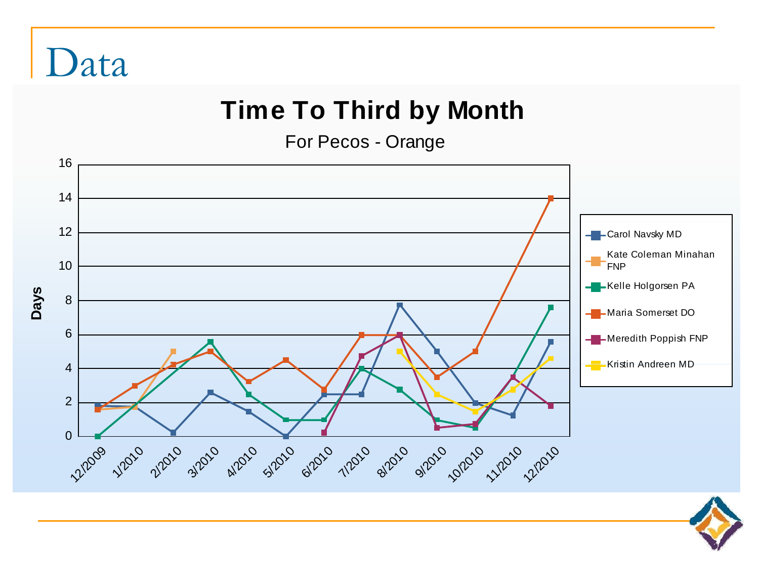# Data

## Time To Third by Month

For Pecos - Orange

Days

16
14
12
10
8
6
4
2
0

12/2009 1/2010 2/2010 3/2010 4/2010 5/2010 6/2010 7/2010 8/2010 9/2010 10/2010 11/2010 12/2010

- Carol Navsky MD
- Kate Coleman Minahan FNP
- Kelle Holgorsen PA
- Maria Somerset DO
- Meredith Poppish FNP
- Kristin Andreen MD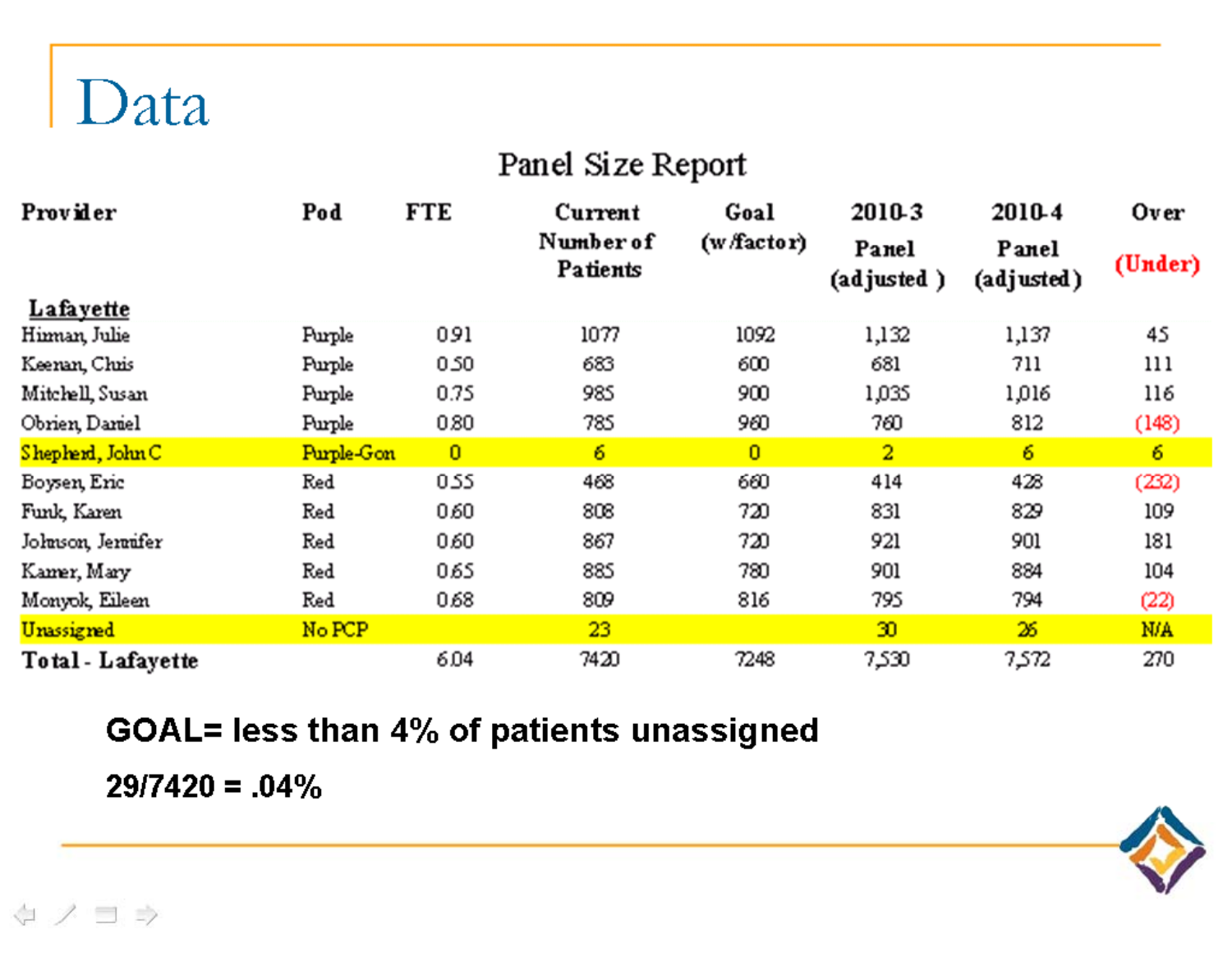# Data

## Panel Size Report

| Provider | Pod | FTE | Current Number of Patients | Goal (w/factor) | 2010-3 Panel (adjusted ) | 2010-4 Panel (adjusted) | Over (Under) |
|---|---|---|---|---|---|---|---|
| **Lafayette** | | | | | | | |
| Himan, Julie | Purple | 0.91 | 1077 | 1092 | 1,132 | 1,137 | 45 |
| Keenan, Chris | Purple | 0.50 | 683 | 600 | 681 | 711 | 111 |
| Mitchell, Susan | Purple | 0.75 | 985 | 900 | 1,035 | 1,016 | 116 |
| Obrien, Daniel | Purple | 0.80 | 785 | 960 | 760 | 812 | (148) |
| Shepherd, John C | Purple-Gon | 0 | 6 | 0 | 2 | 6 | 6 |
| Boysen, Eric | Red | 0.55 | 468 | 660 | 414 | 428 | (232) |
| Funk, Karen | Red | 0.60 | 808 | 720 | 831 | 829 | 109 |
| Johnson, Jennifer | Red | 0.60 | 867 | 720 | 921 | 901 | 181 |
| Kamer, Mary | Red | 0.65 | 885 | 780 | 901 | 884 | 104 |
| Monyok, Eileen | Red | 0.68 | 809 | 816 | 795 | 794 | (22) |
| Unassigned | No PCP | | 23 | | 30 | 26 | N/A |
| **Total - Lafayette** | | 6.04 | 7420 | 7248 | 7,530 | 7,572 | 270 |

**GOAL= less than 4% of patients unassigned**

**29/7420 = .04%**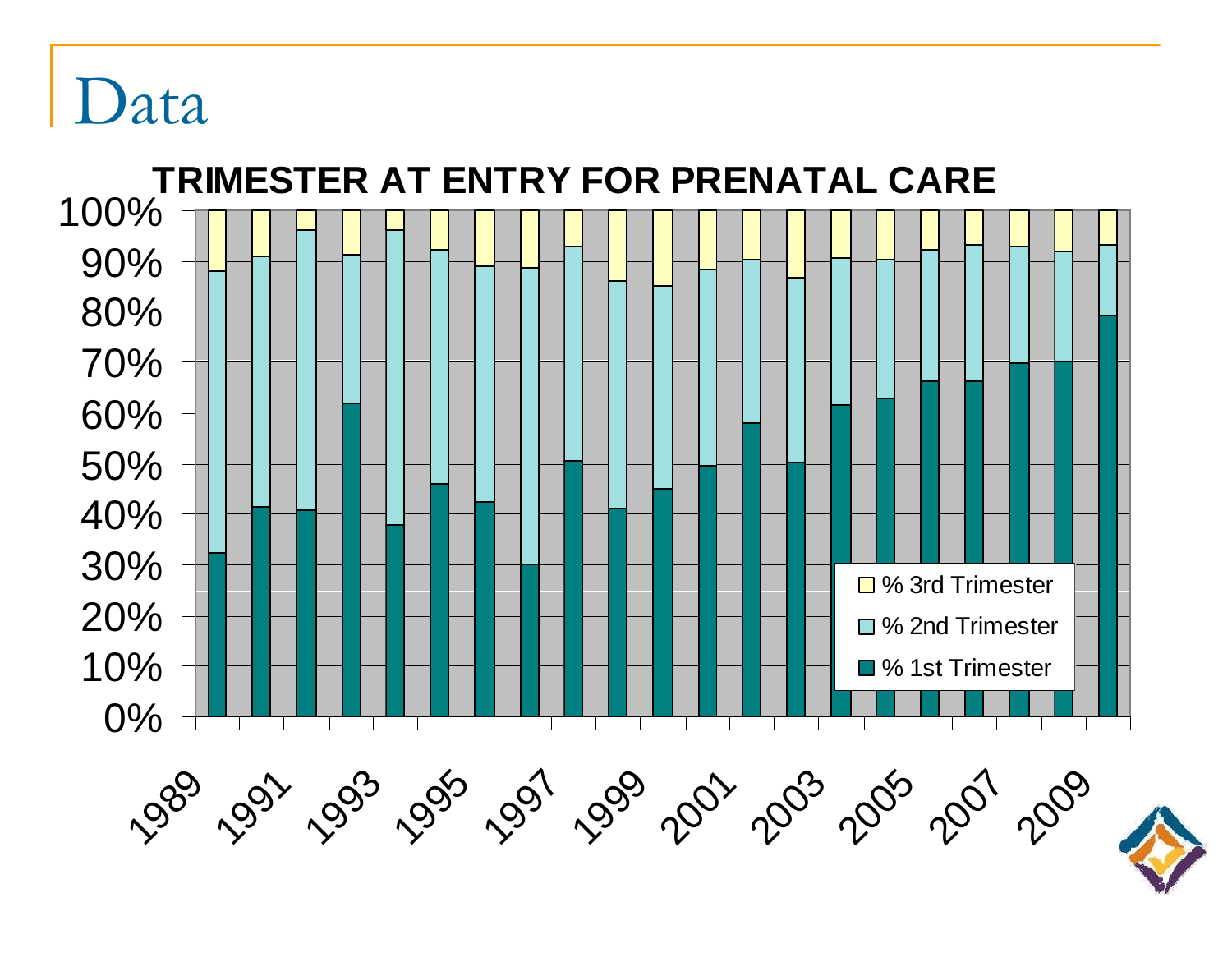# Data

**TRIMESTER AT ENTRY FOR PRENATAL CARE**

100%
90%
80%
70%
60%
50%
40%
30%
20%
10%
0%

% 3rd Trimester
% 2nd Trimester
% 1st Trimester

1989 1991 1993 1995 1997 1999 2001 2003 2005 2007 2009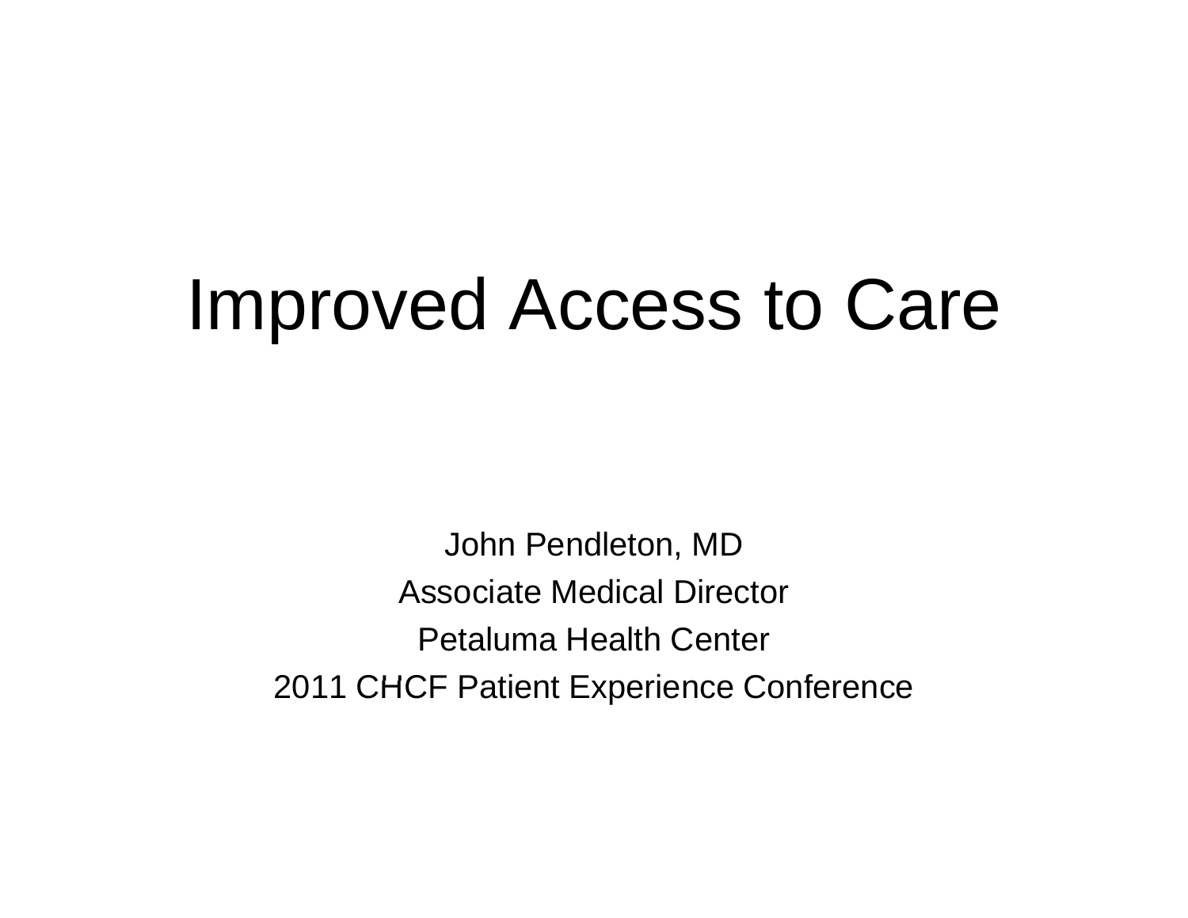# Improved Access to Care

John Pendleton, MD

Associate Medical Director

Petaluma Health Center

2011 CHCF Patient Experience Conference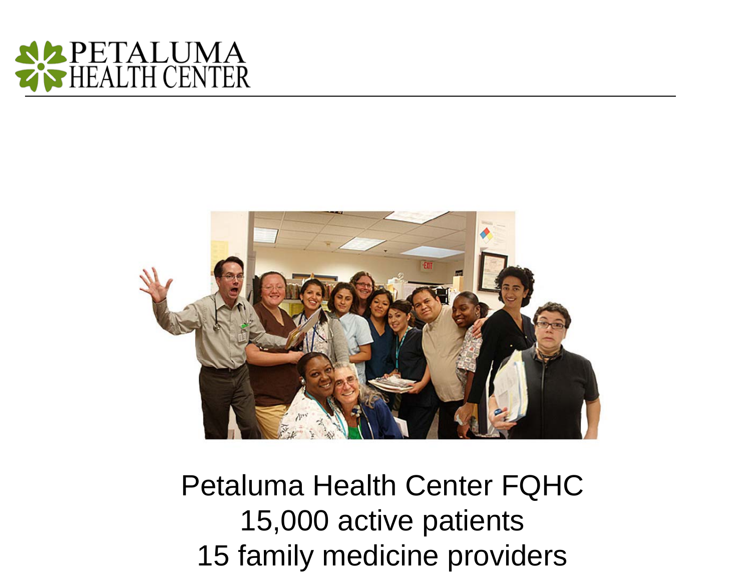PETALUMA HEALTH CENTER

Petaluma Health Center FQHC
15,000 active patients
15 family medicine providers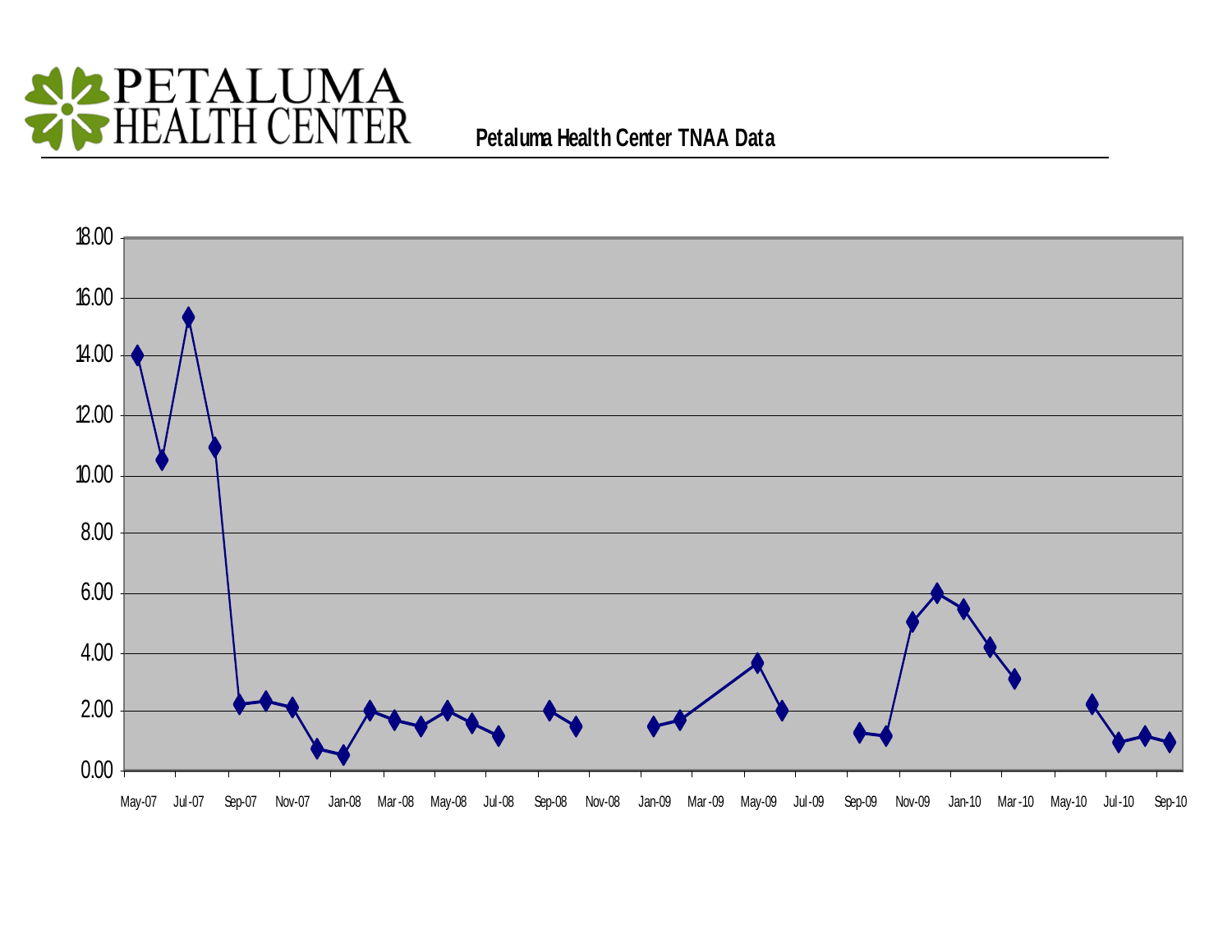PETALUMA HEALTH CENTER

**Petaluma Health Center TNAA Data**

18.00
16.00
14.00
12.00
10.00
8.00
6.00
4.00
2.00
0.00

May-07 Jul-07 Sep-07 Nov-07 Jan-08 Mar-08 May-08 Jul-08 Sep-08 Nov-08 Jan-09 Mar-09 May-09 Jul-09 Sep-09 Nov-09 Jan-10 Mar-10 May-10 Jul-10 Sep-10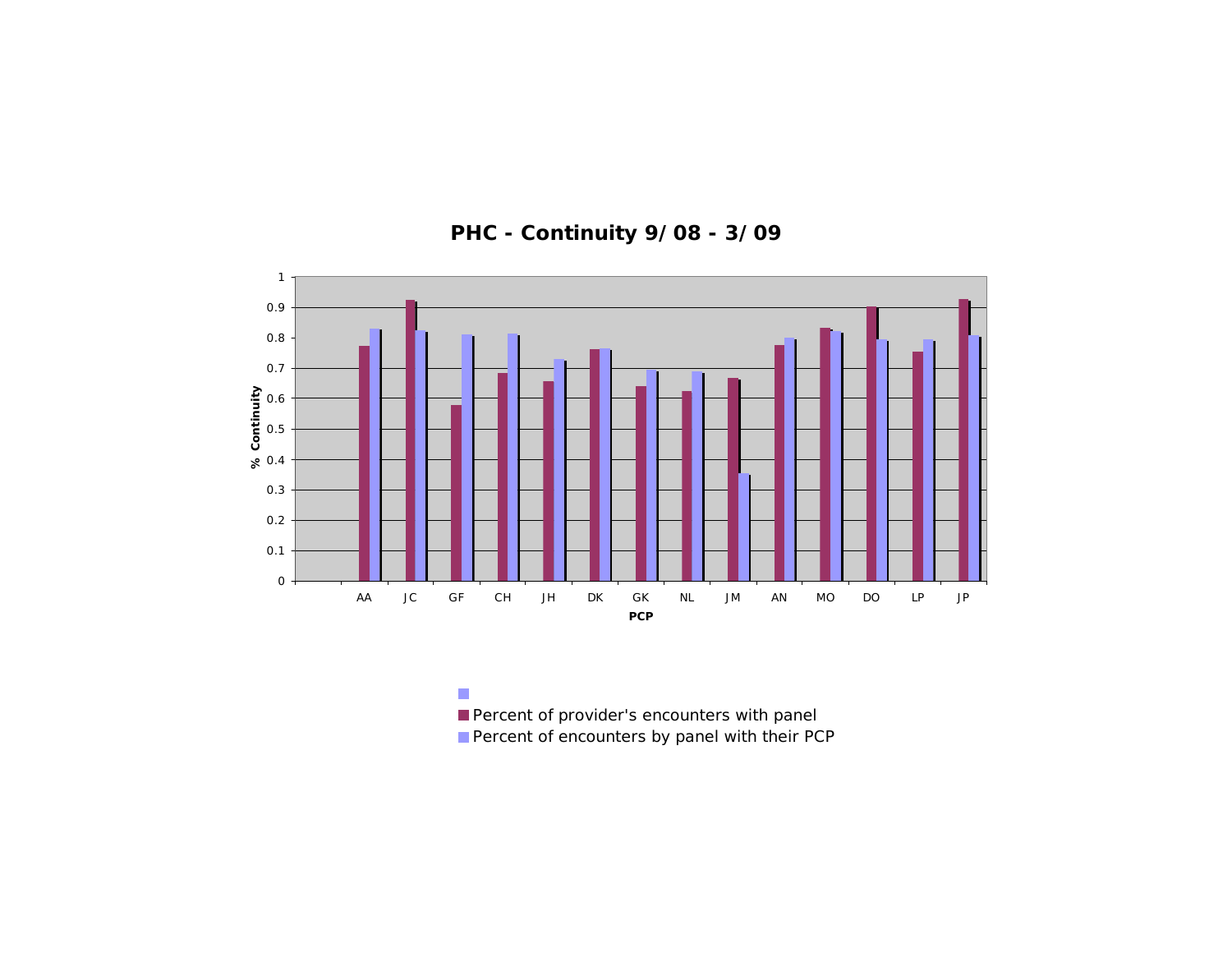## PHC - Continuity 9/08 - 3/09

| PCP | Percent of provider's encounters with panel | Percent of encounters by panel with their PCP |
|---|---|---|
| AA | 0.77 | 0.83 |
| JC | 0.92 | 0.82 |
| GF | 0.58 | 0.81 |
| CH | 0.68 | 0.81 |
| JH | 0.66 | 0.73 |
| DK | 0.76 | 0.76 |
| GK | 0.64 | 0.69 |
| NL | 0.62 | 0.69 |
| JM | 0.67 | 0.35 |
| AN | 0.77 | 0.80 |
| MO | 0.83 | 0.82 |
| DO | 0.90 | 0.79 |
| LP | 0.75 | 0.79 |
| JP | 0.93 | 0.81 |

% Continuity

PCP

- Percent of provider's encounters with panel
- Percent of encounters by panel with their PCP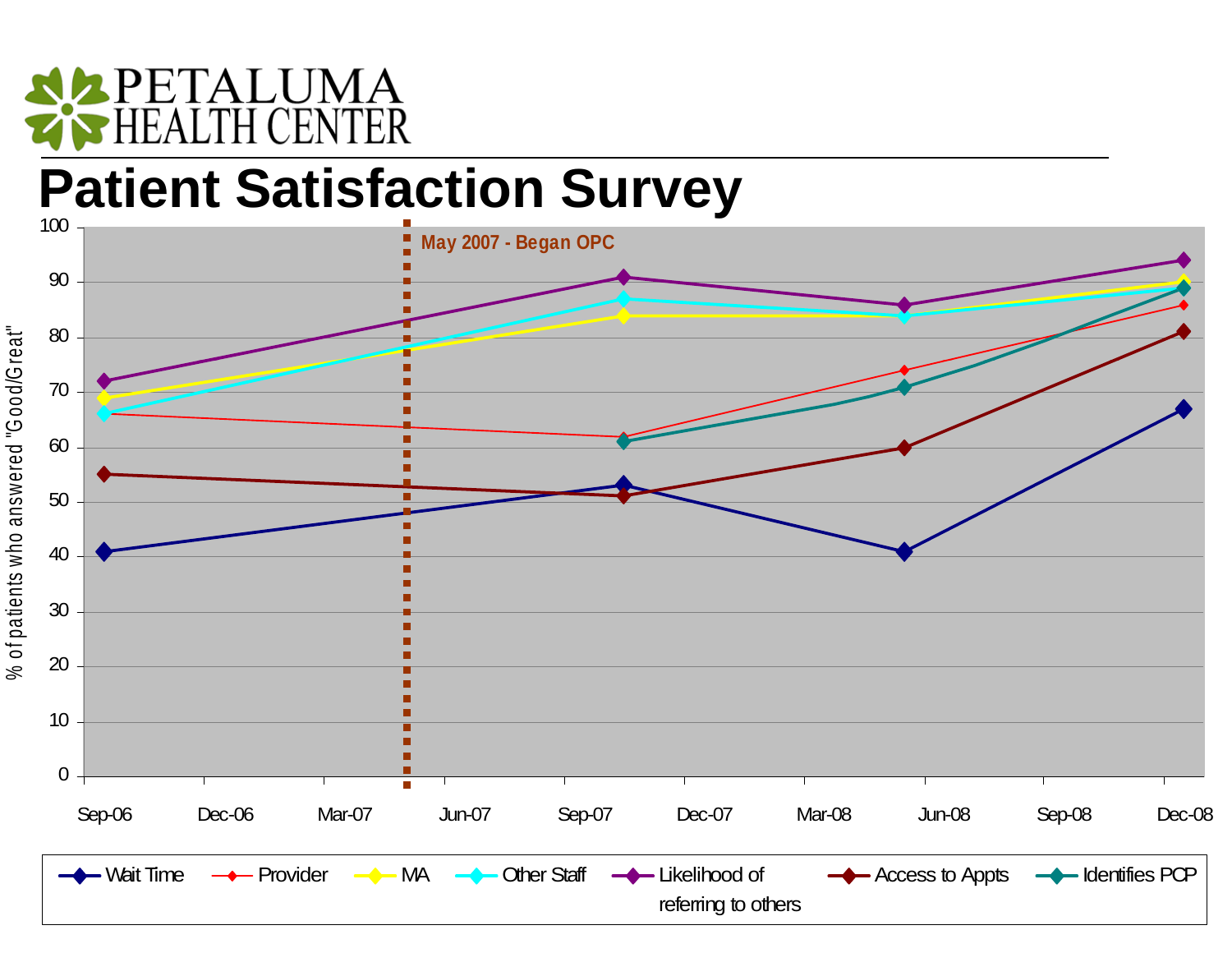PETALUMA HEALTH CENTER

# Patient Satisfaction Survey

May 2007 - Began OPC

% of patients who answered "Good/Great"

100
90
80
70
60
50
40
30
20
10
0

Sep-06 Dec-06 Mar-07 Jun-07 Sep-07 Dec-07 Mar-08 Jun-08 Sep-08 Dec-08

Wait Time | Provider | MA | Other Staff | Likelihood of referring to others | Access to Appts | Identifies PCP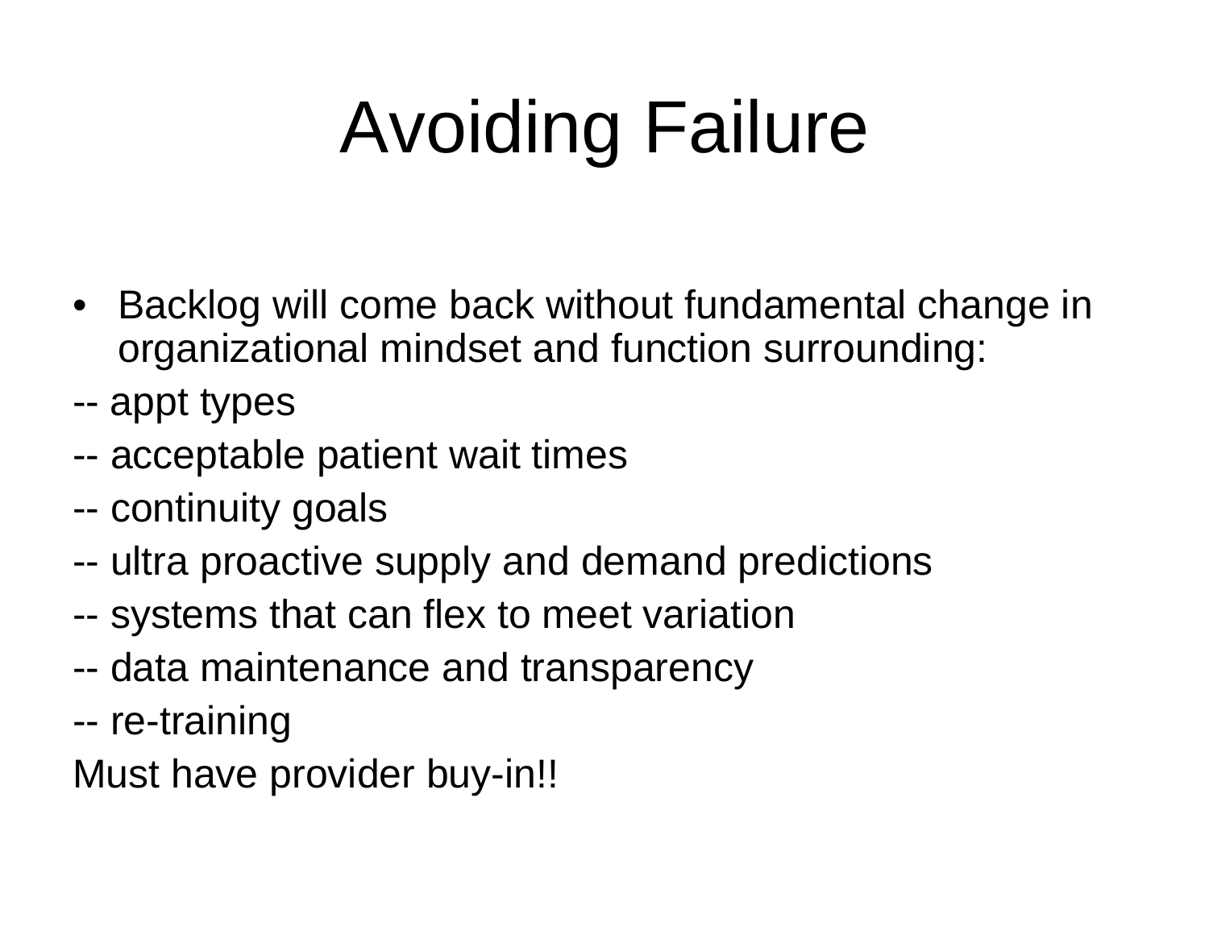# Avoiding Failure

- Backlog will come back without fundamental change in organizational mindset and function surrounding:

-- appt types

-- acceptable patient wait times

-- continuity goals

-- ultra proactive supply and demand predictions

-- systems that can flex to meet variation

-- data maintenance and transparency

-- re-training

Must have provider buy-in!!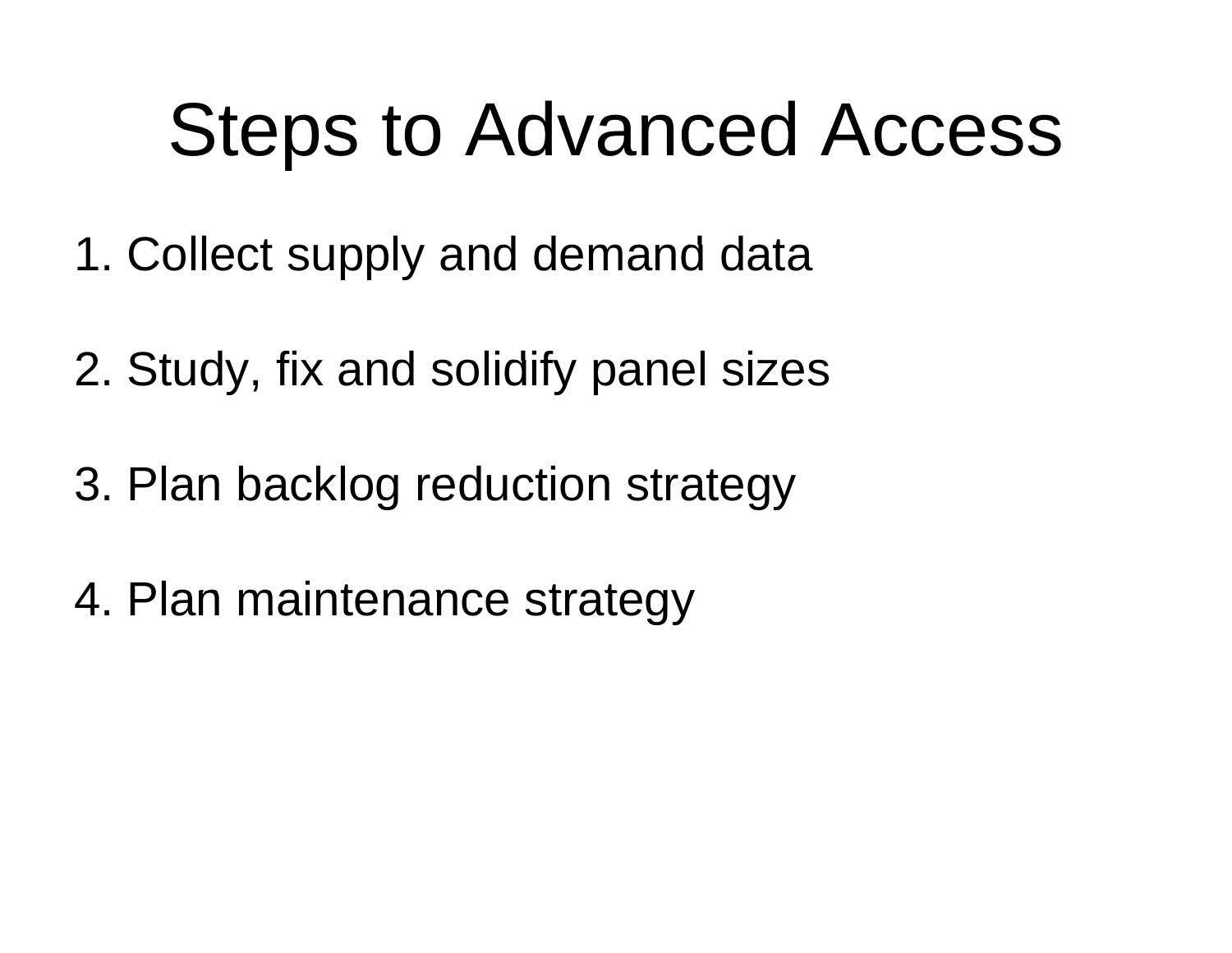# Steps to Advanced Access

1. Collect supply and demand data
2. Study, fix and solidify panel sizes
3. Plan backlog reduction strategy
4. Plan maintenance strategy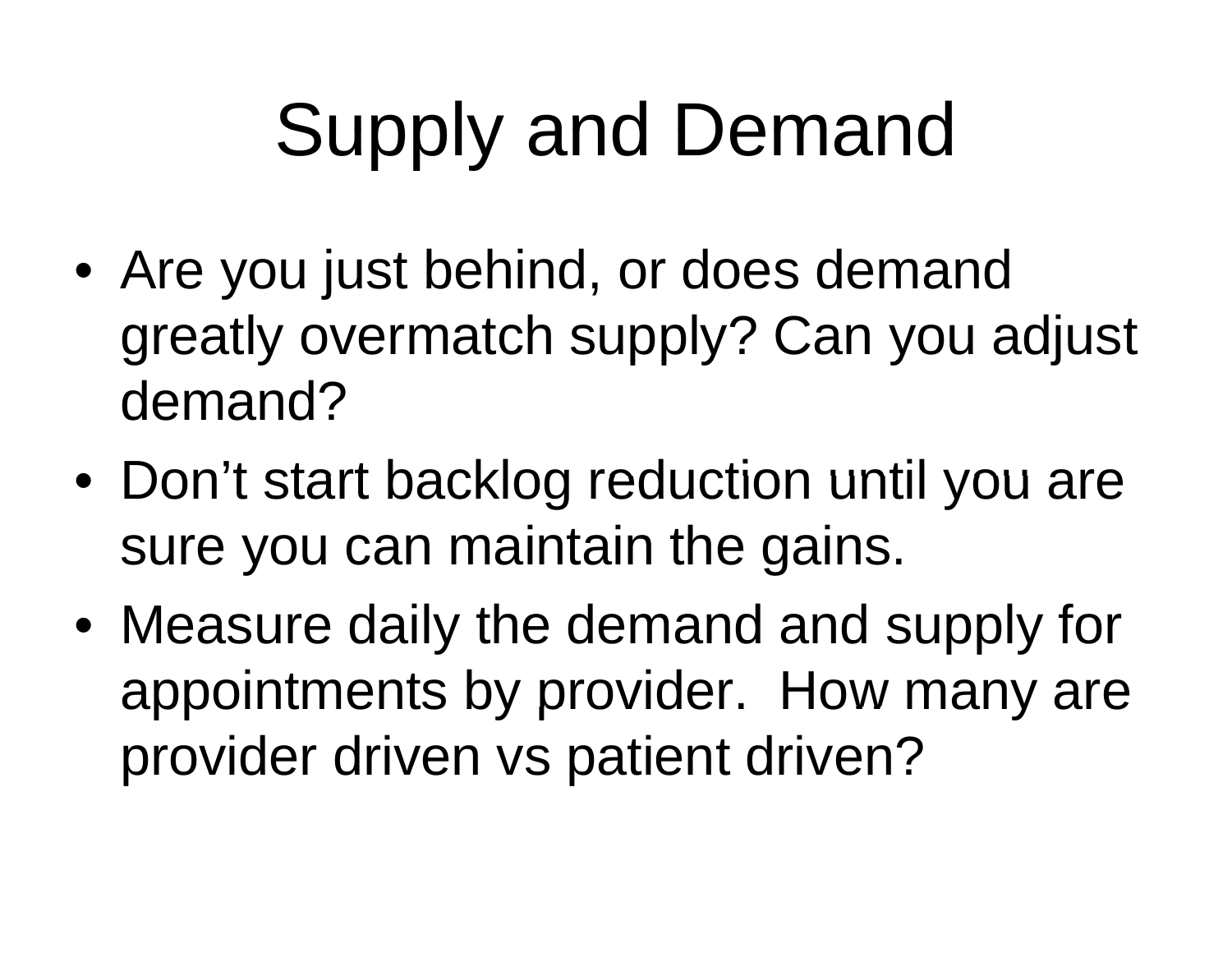# Supply and Demand

- Are you just behind, or does demand greatly overmatch supply? Can you adjust demand?
- Don’t start backlog reduction until you are sure you can maintain the gains.
- Measure daily the demand and supply for appointments by provider. How many are provider driven vs patient driven?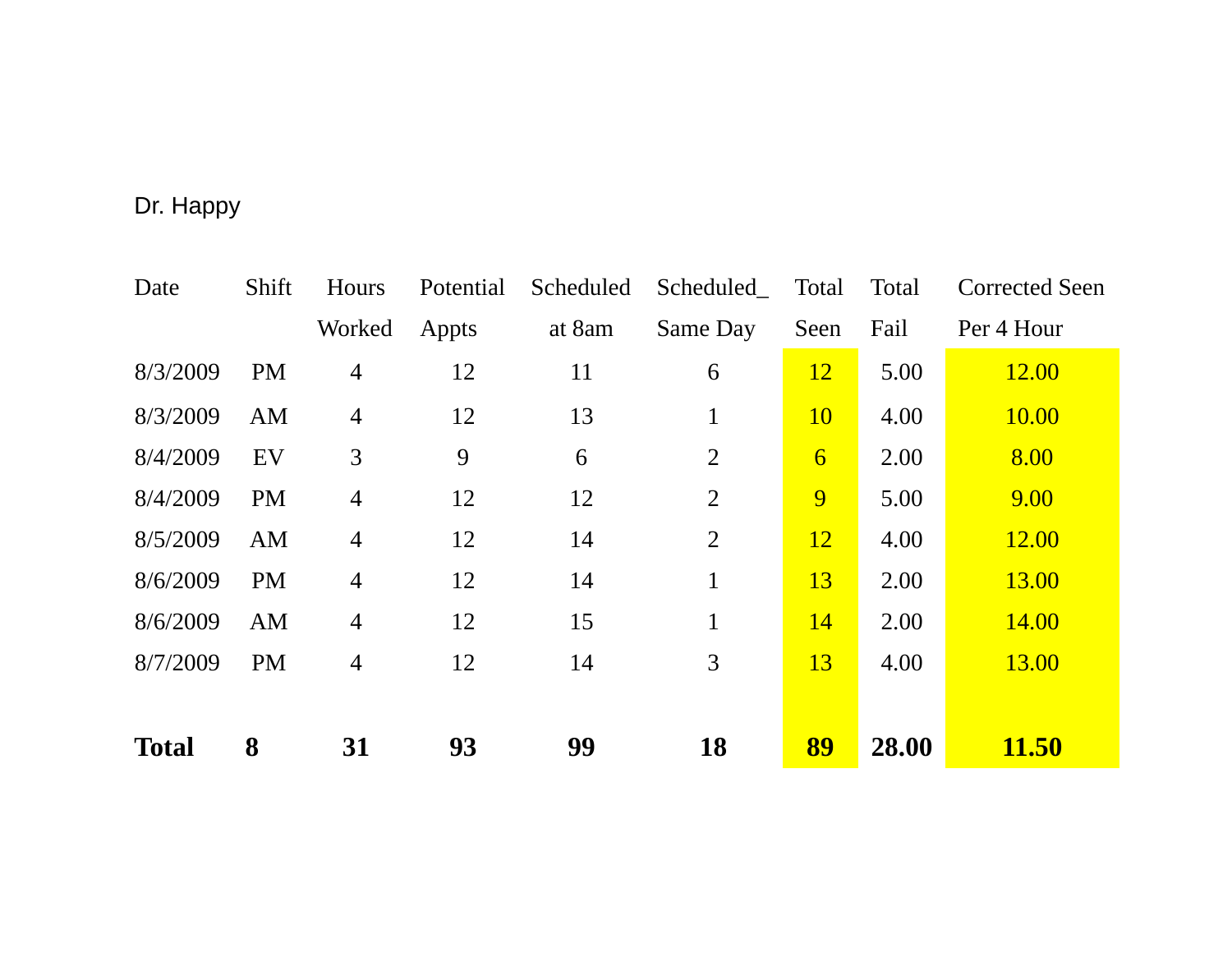Dr. Happy

| Date | Shift | Hours Worked | Potential Appts | Scheduled at 8am | Scheduled_ Same Day | Total Seen | Total Fail | Corrected Seen Per 4 Hour |
|---|---|---|---|---|---|---|---|---|
| 8/3/2009 | PM | 4 | 12 | 11 | 6 | 12 | 5.00 | 12.00 |
| 8/3/2009 | AM | 4 | 12 | 13 | 1 | 10 | 4.00 | 10.00 |
| 8/4/2009 | EV | 3 | 9 | 6 | 2 | 6 | 2.00 | 8.00 |
| 8/4/2009 | PM | 4 | 12 | 12 | 2 | 9 | 5.00 | 9.00 |
| 8/5/2009 | AM | 4 | 12 | 14 | 2 | 12 | 4.00 | 12.00 |
| 8/6/2009 | PM | 4 | 12 | 14 | 1 | 13 | 2.00 | 13.00 |
| 8/6/2009 | AM | 4 | 12 | 15 | 1 | 14 | 2.00 | 14.00 |
| 8/7/2009 | PM | 4 | 12 | 14 | 3 | 13 | 4.00 | 13.00 |
| **Total** | **8** | **31** | **93** | **99** | **18** | **89** | **28.00** | **11.50** |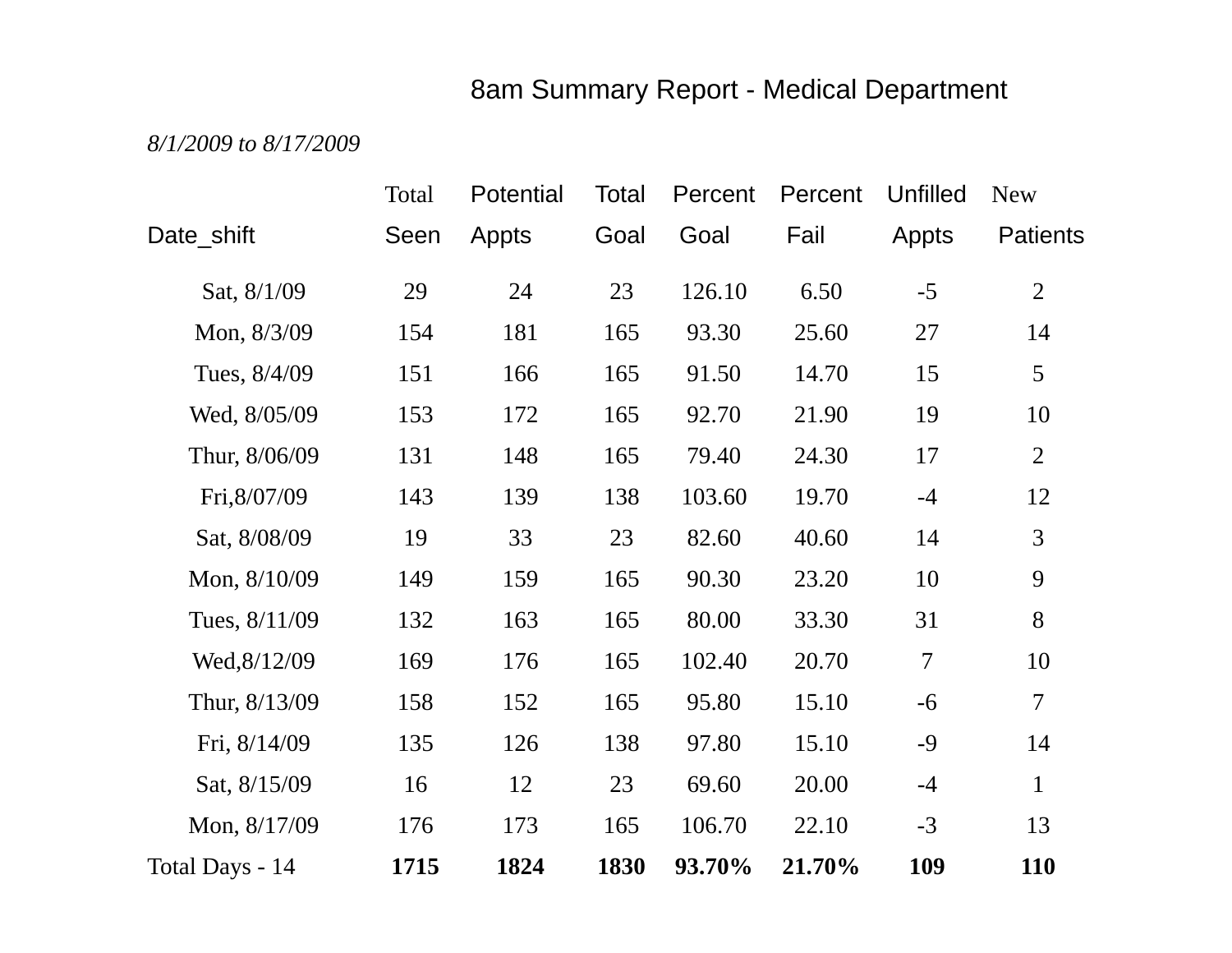# 8am Summary Report - Medical Department

*8/1/2009 to 8/17/2009*

| Date_shift | Total Seen | Potential Appts | Total Goal | Percent Goal | Percent Fail | Unfilled Appts | New Patients |
|---|---|---|---|---|---|---|---|
| Sat, 8/1/09 | 29 | 24 | 23 | 126.10 | 6.50 | -5 | 2 |
| Mon, 8/3/09 | 154 | 181 | 165 | 93.30 | 25.60 | 27 | 14 |
| Tues, 8/4/09 | 151 | 166 | 165 | 91.50 | 14.70 | 15 | 5 |
| Wed, 8/05/09 | 153 | 172 | 165 | 92.70 | 21.90 | 19 | 10 |
| Thur, 8/06/09 | 131 | 148 | 165 | 79.40 | 24.30 | 17 | 2 |
| Fri,8/07/09 | 143 | 139 | 138 | 103.60 | 19.70 | -4 | 12 |
| Sat, 8/08/09 | 19 | 33 | 23 | 82.60 | 40.60 | 14 | 3 |
| Mon, 8/10/09 | 149 | 159 | 165 | 90.30 | 23.20 | 10 | 9 |
| Tues, 8/11/09 | 132 | 163 | 165 | 80.00 | 33.30 | 31 | 8 |
| Wed,8/12/09 | 169 | 176 | 165 | 102.40 | 20.70 | 7 | 10 |
| Thur, 8/13/09 | 158 | 152 | 165 | 95.80 | 15.10 | -6 | 7 |
| Fri, 8/14/09 | 135 | 126 | 138 | 97.80 | 15.10 | -9 | 14 |
| Sat, 8/15/09 | 16 | 12 | 23 | 69.60 | 20.00 | -4 | 1 |
| Mon, 8/17/09 | 176 | 173 | 165 | 106.70 | 22.10 | -3 | 13 |
| Total Days - 14 | **1715** | **1824** | **1830** | **93.70%** | **21.70%** | **109** | **110** |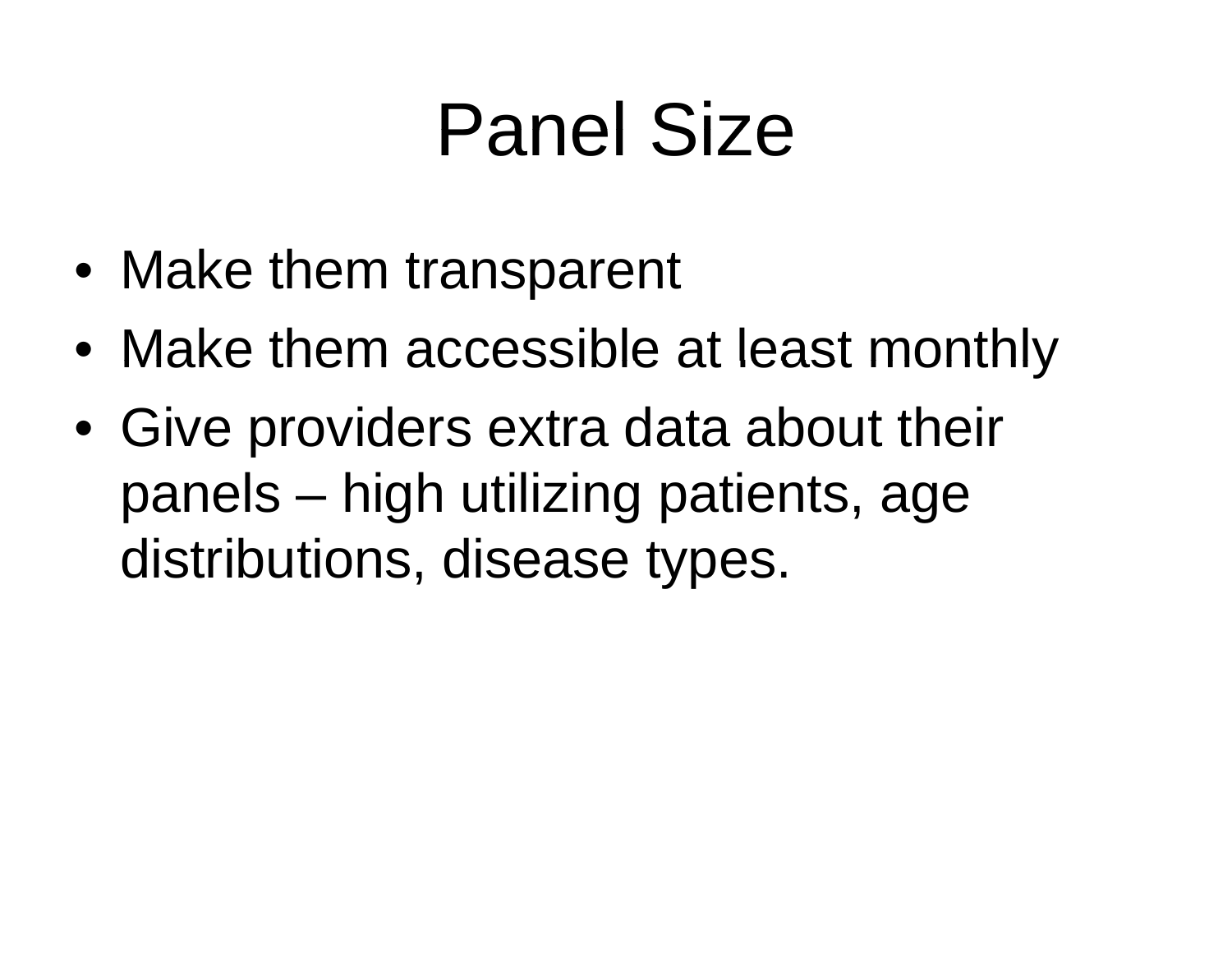# Panel Size

- Make them transparent
- Make them accessible at least monthly
- Give providers extra data about their panels – high utilizing patients, age distributions, disease types.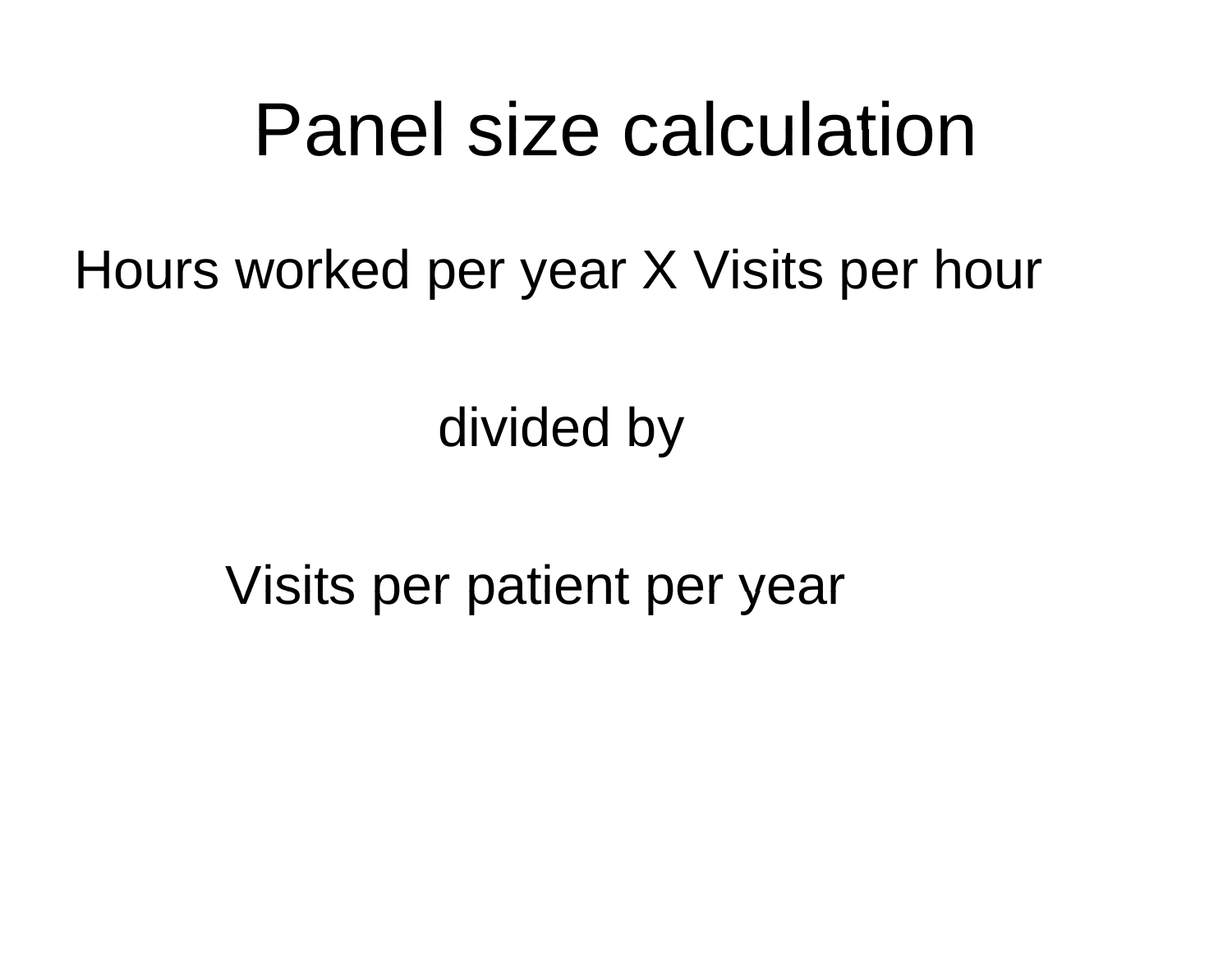# Panel size calculation

Hours worked per year X Visits per hour

divided by

Visits per patient per year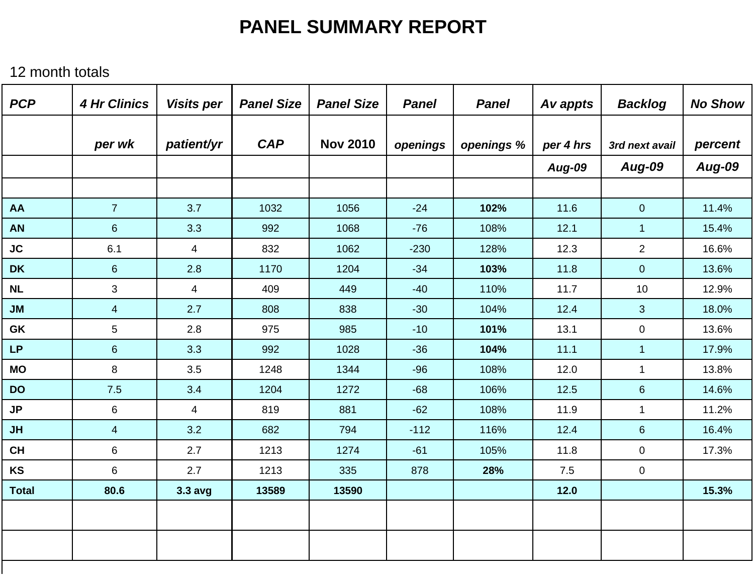# PANEL SUMMARY REPORT

12 month totals

| *PCP* | *4 Hr Clinics per wk* | *Visits per patient/yr* | *Panel Size CAP* | *Panel Size* Nov 2010 | *Panel openings* | *Panel openings %* | *Av appts per 4 hrs Aug-09* | *Backlog 3rd next avail Aug-09* | *No Show percent Aug-09* |
|---|---|---|---|---|---|---|---|---|---|
| | | | | | | | | | |
| **AA** | 7 | 3.7 | 1032 | 1056 | -24 | **102%** | 11.6 | 0 | 11.4% |
| **AN** | 6 | 3.3 | 992 | 1068 | -76 | 108% | 12.1 | 1 | 15.4% |
| **JC** | 6.1 | 4 | 832 | 1062 | -230 | 128% | 12.3 | 2 | 16.6% |
| **DK** | 6 | 2.8 | 1170 | 1204 | -34 | **103%** | 11.8 | 0 | 13.6% |
| **NL** | 3 | 4 | 409 | 449 | -40 | 110% | 11.7 | 10 | 12.9% |
| **JM** | 4 | 2.7 | 808 | 838 | -30 | 104% | 12.4 | 3 | 18.0% |
| **GK** | 5 | 2.8 | 975 | 985 | -10 | **101%** | 13.1 | 0 | 13.6% |
| **LP** | 6 | 3.3 | 992 | 1028 | -36 | **104%** | 11.1 | 1 | 17.9% |
| **MO** | 8 | 3.5 | 1248 | 1344 | -96 | 108% | 12.0 | 1 | 13.8% |
| **DO** | 7.5 | 3.4 | 1204 | 1272 | -68 | 106% | 12.5 | 6 | 14.6% |
| **JP** | 6 | 4 | 819 | 881 | -62 | 108% | 11.9 | 1 | 11.2% |
| **JH** | 4 | 3.2 | 682 | 794 | -112 | 116% | 12.4 | 6 | 16.4% |
| **CH** | 6 | 2.7 | 1213 | 1274 | -61 | 105% | 11.8 | 0 | 17.3% |
| **KS** | 6 | 2.7 | 1213 | 335 | 878 | **28%** | 7.5 | 0 | |
| **Total** | **80.6** | **3.3 avg** | **13589** | **13590** | | | **12.0** | | **15.3%** |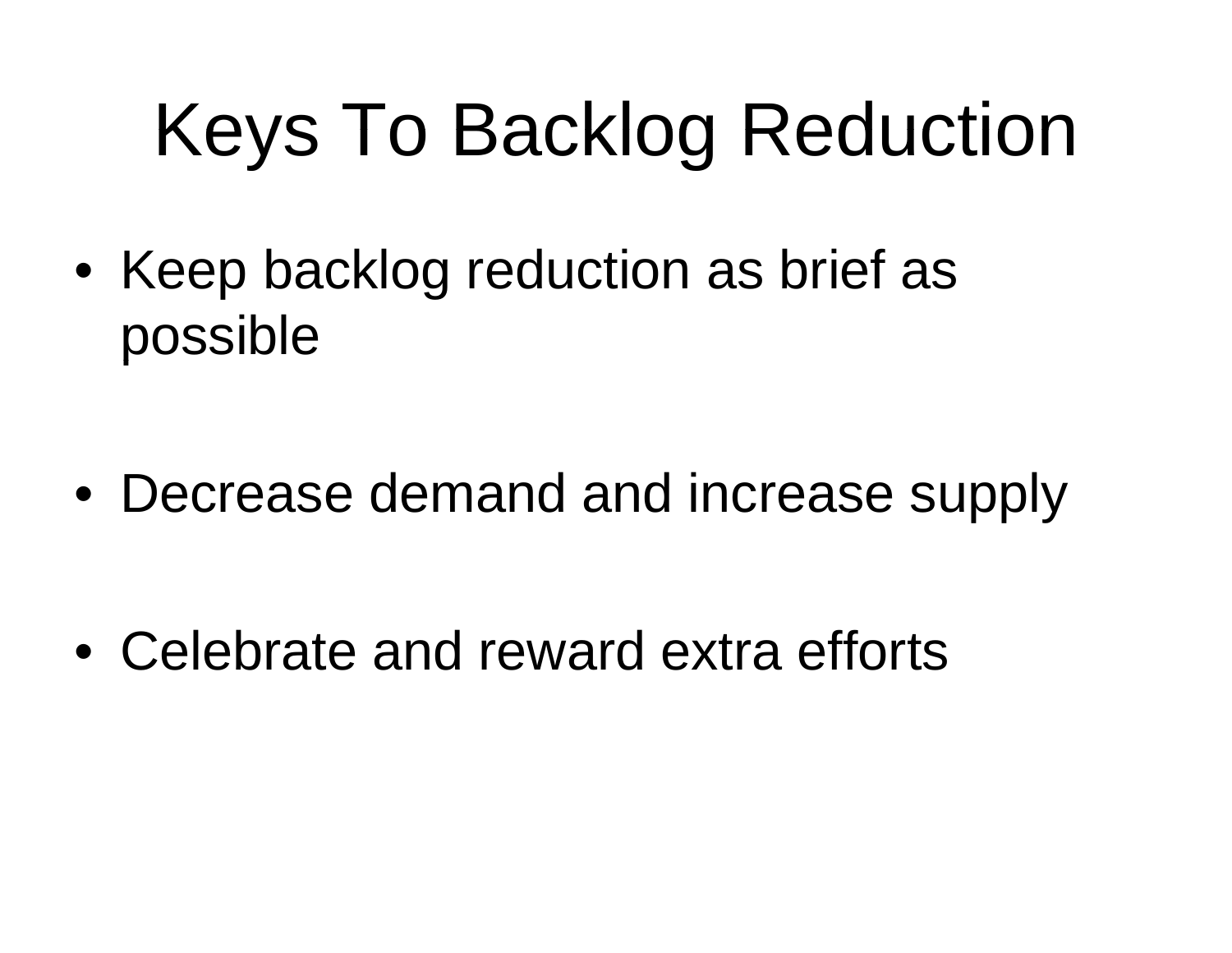# Keys To Backlog Reduction

- Keep backlog reduction as brief as possible

- Decrease demand and increase supply

- Celebrate and reward extra efforts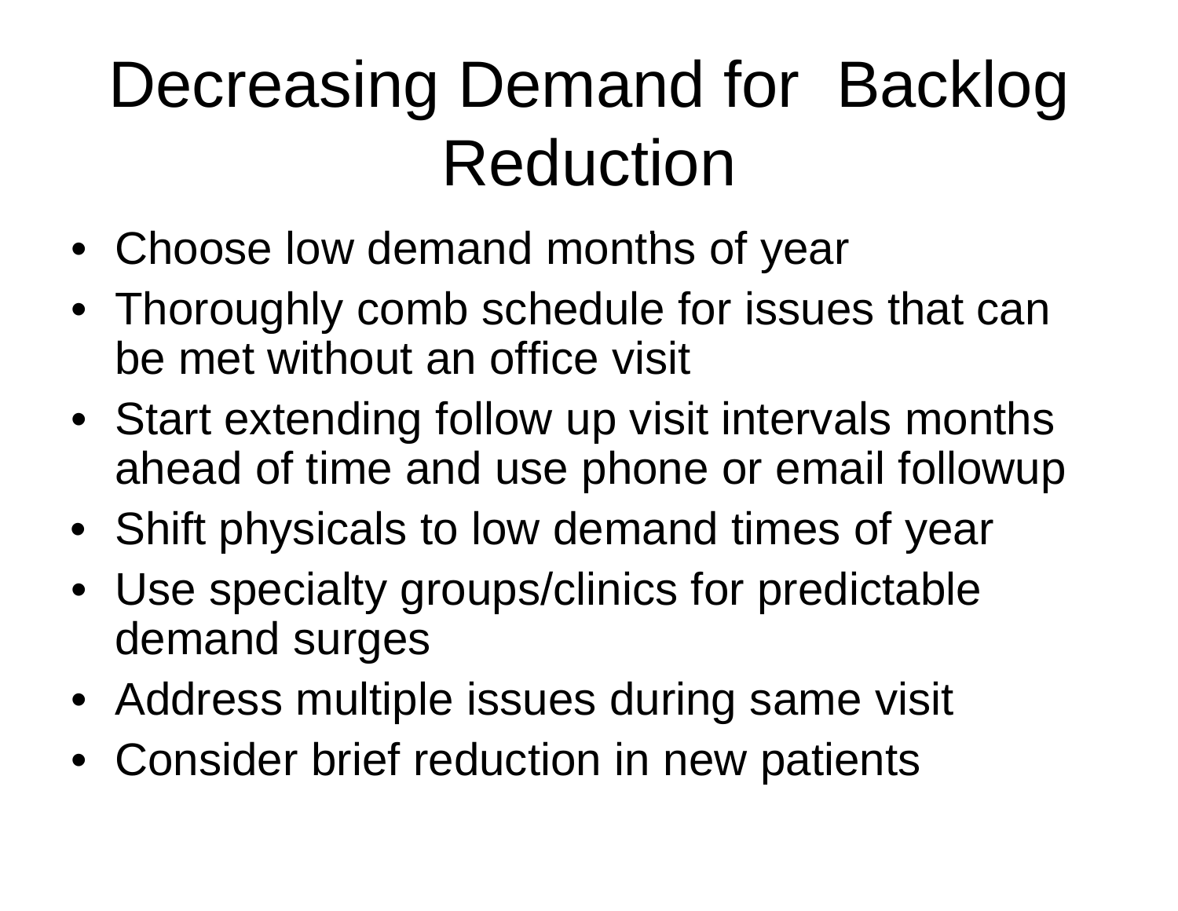# Decreasing Demand for Backlog Reduction

- Choose low demand months of year
- Thoroughly comb schedule for issues that can be met without an office visit
- Start extending follow up visit intervals months ahead of time and use phone or email followup
- Shift physicals to low demand times of year
- Use specialty groups/clinics for predictable demand surges
- Address multiple issues during same visit
- Consider brief reduction in new patients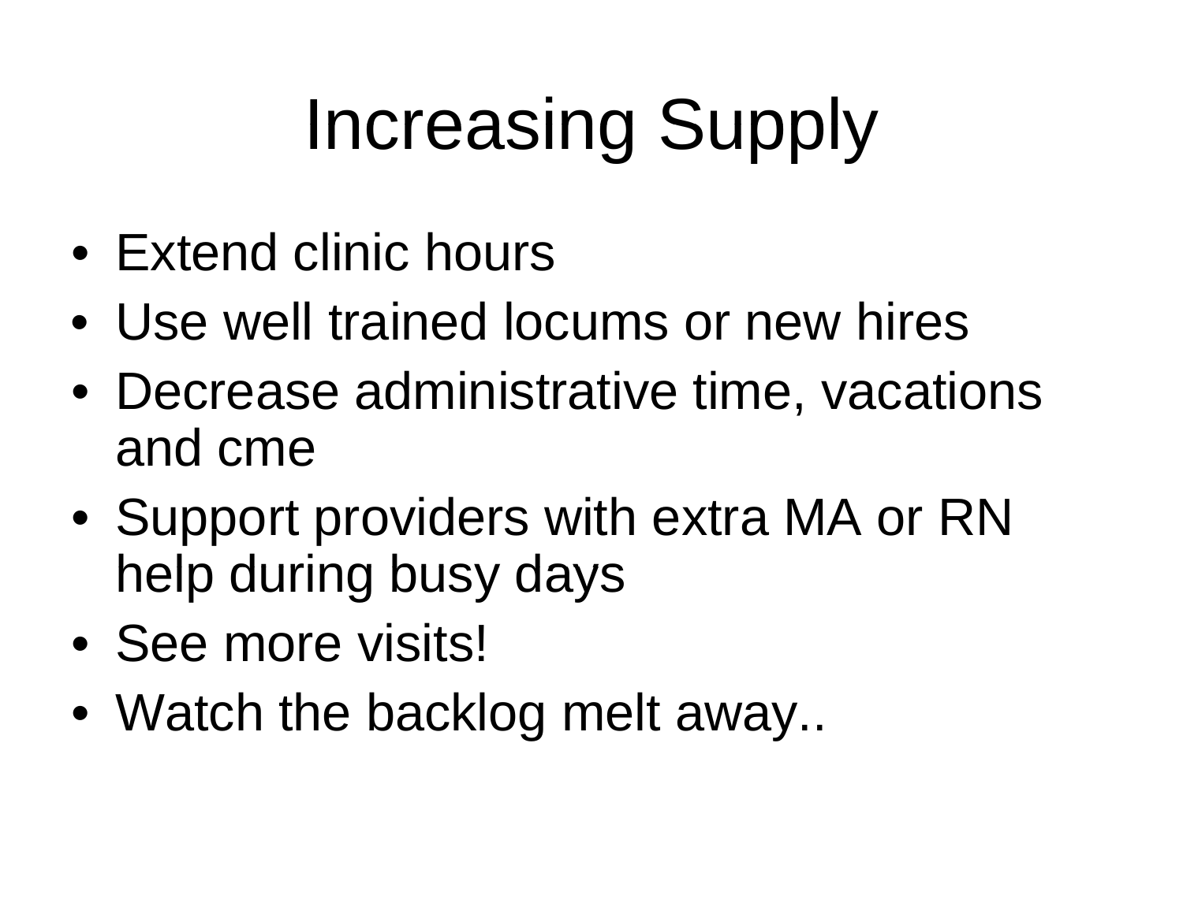# Increasing Supply

- Extend clinic hours
- Use well trained locums or new hires
- Decrease administrative time, vacations and cme
- Support providers with extra MA or RN help during busy days
- See more visits!
- Watch the backlog melt away..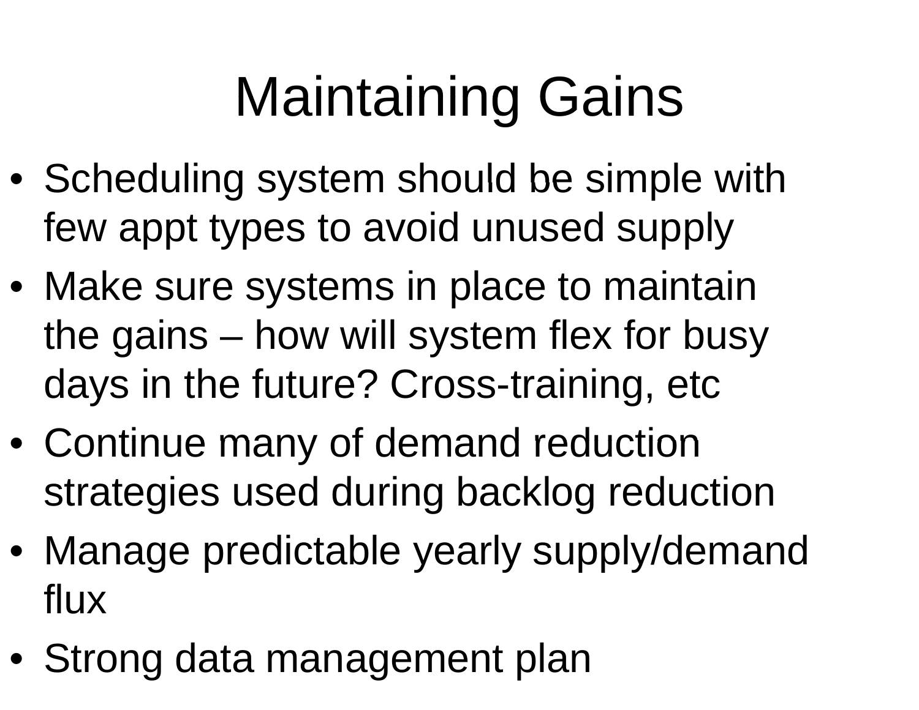# Maintaining Gains

- Scheduling system should be simple with few appt types to avoid unused supply
- Make sure systems in place to maintain the gains – how will system flex for busy days in the future? Cross-training, etc
- Continue many of demand reduction strategies used during backlog reduction
- Manage predictable yearly supply/demand flux
- Strong data management plan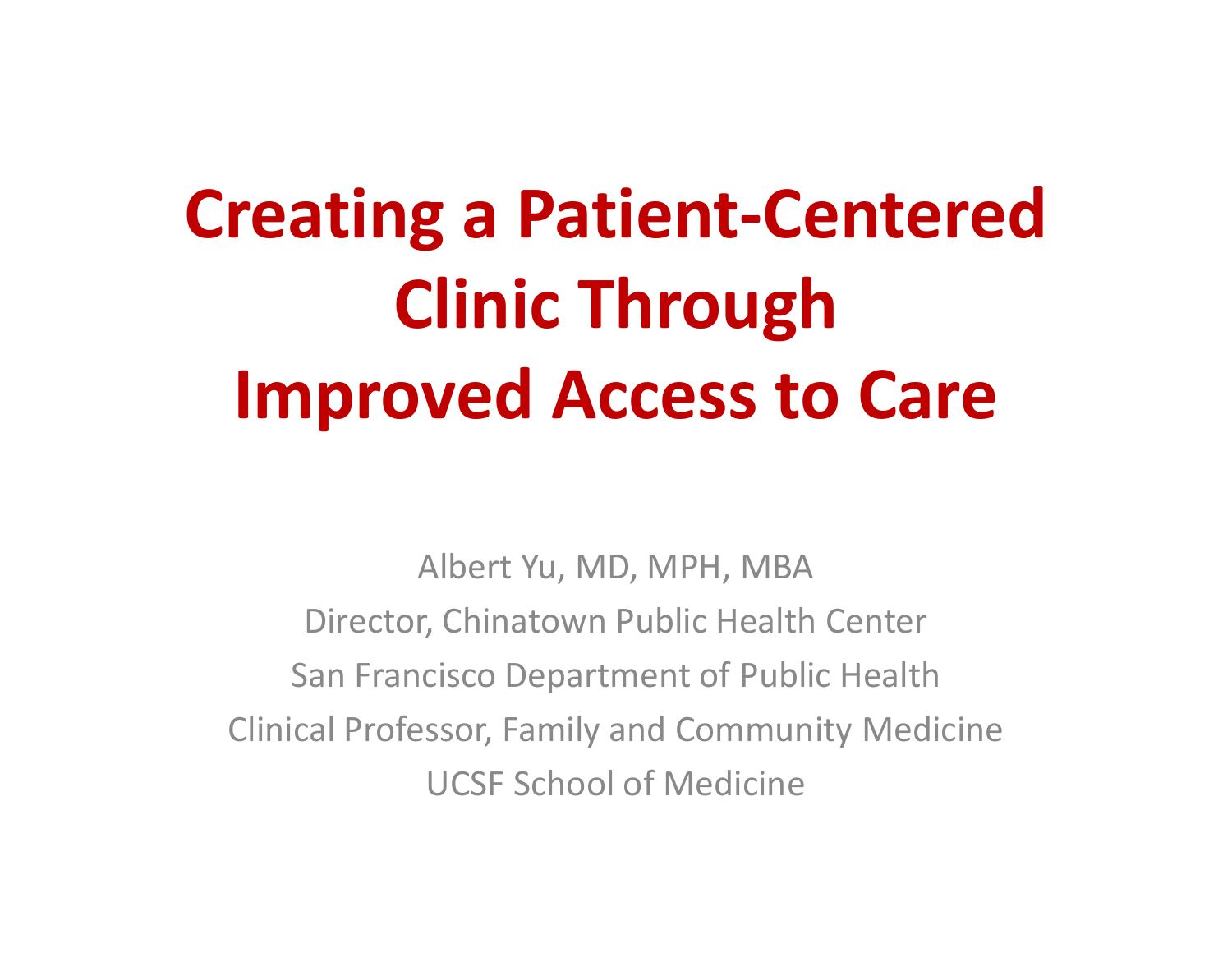# Creating a Patient-Centered Clinic Through Improved Access to Care

Albert Yu, MD, MPH, MBA

Director, Chinatown Public Health Center

San Francisco Department of Public Health

Clinical Professor, Family and Community Medicine

UCSF School of Medicine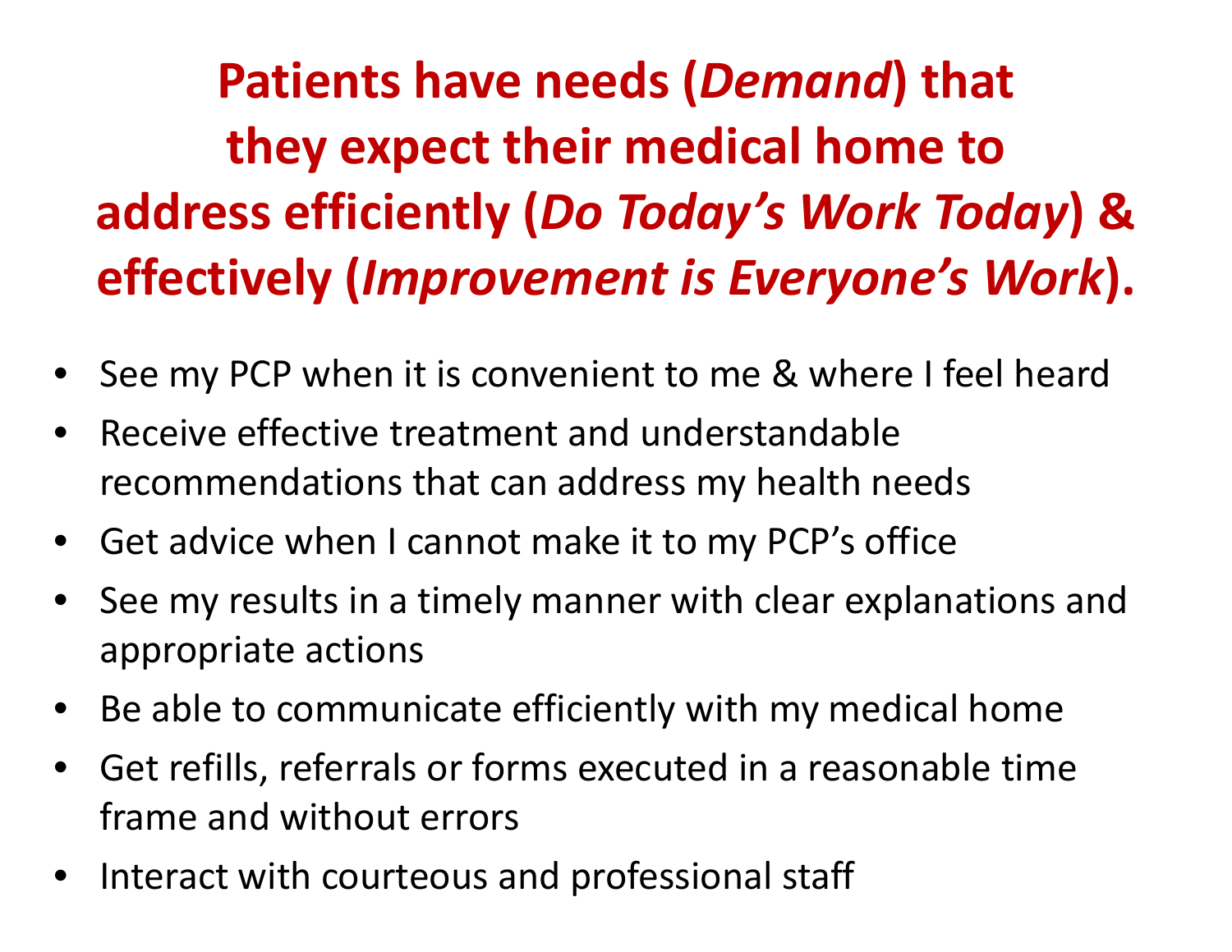# **Patients have needs (*Demand*) that they expect their medical home to address efficiently (*Do Today's Work Today*) & effectively (*Improvement is Everyone's Work*).**

- See my PCP when it is convenient to me & where I feel heard
- Receive effective treatment and understandable recommendations that can address my health needs
- Get advice when I cannot make it to my PCP's office
- See my results in a timely manner with clear explanations and appropriate actions
- Be able to communicate efficiently with my medical home
- Get refills, referrals or forms executed in a reasonable time frame and without errors
- Interact with courteous and professional staff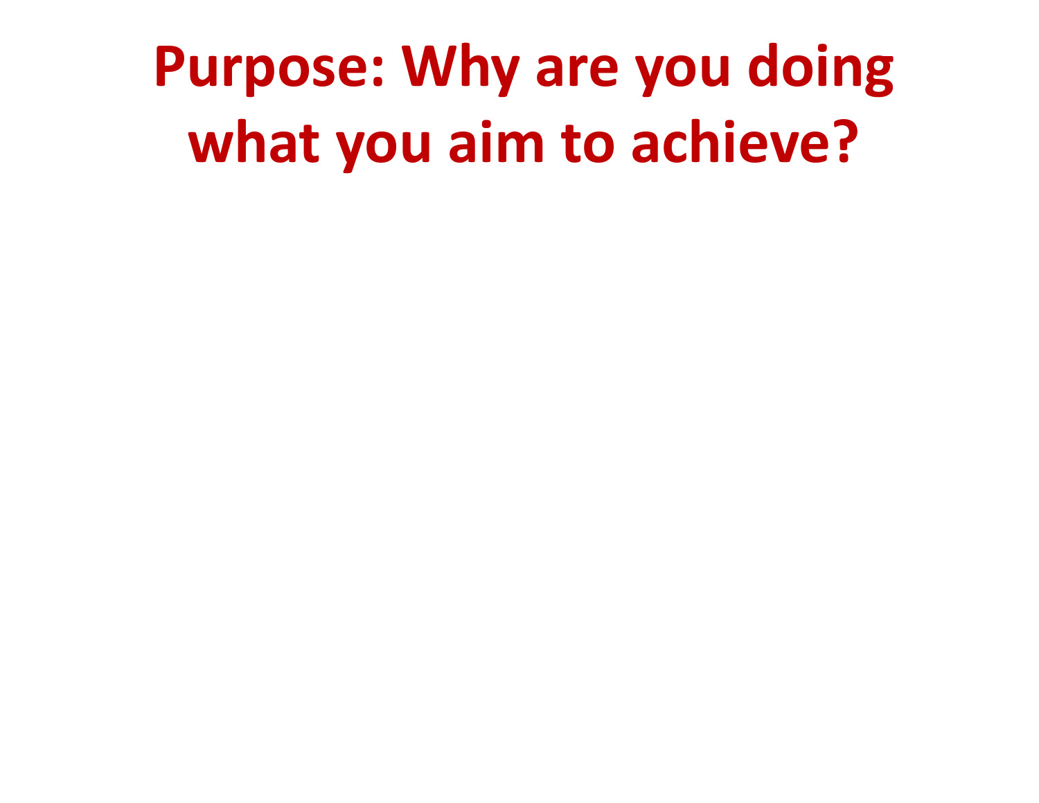# Purpose: Why are you doing what you aim to achieve?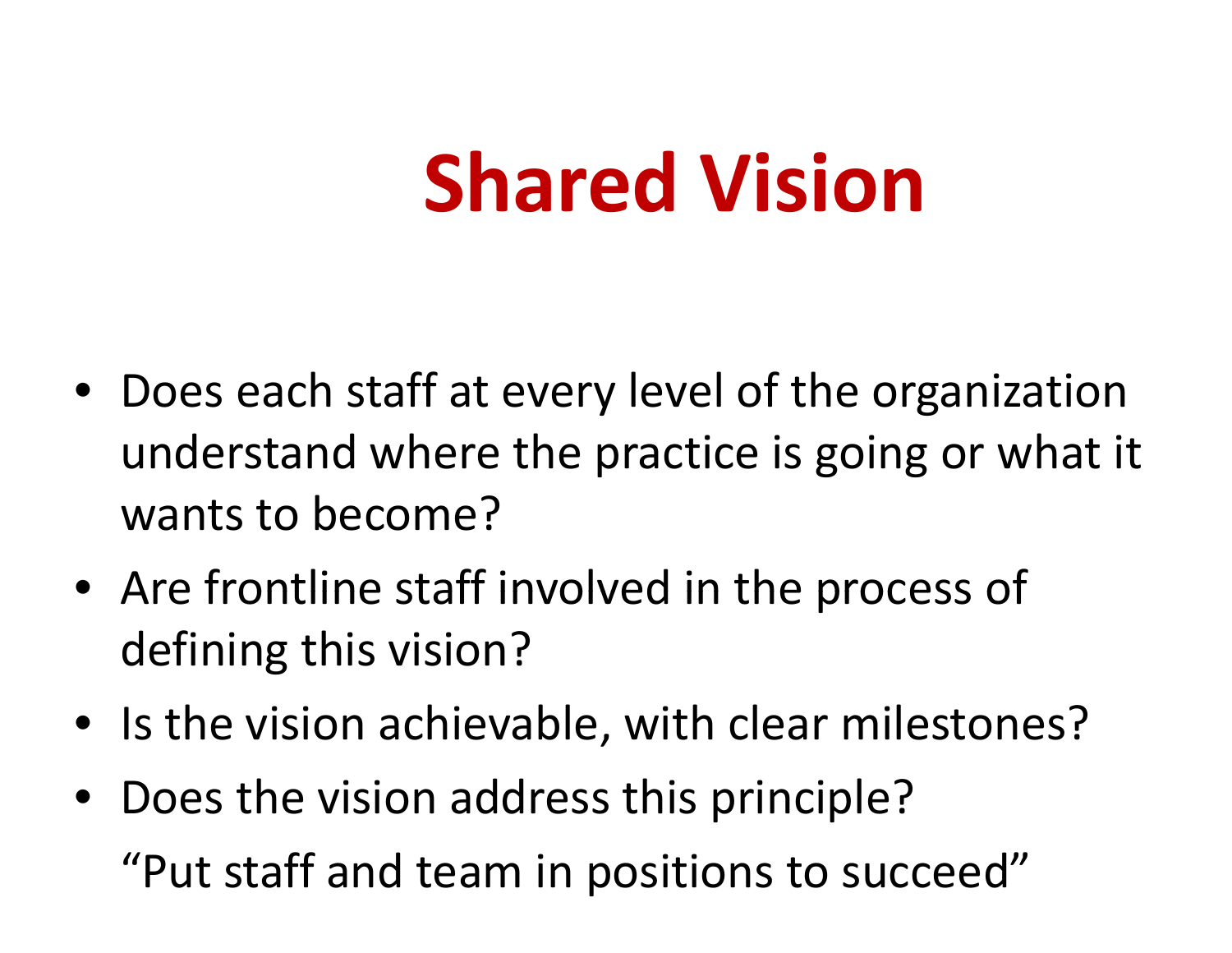# Shared Vision

- Does each staff at every level of the organization understand where the practice is going or what it wants to become?
- Are frontline staff involved in the process of defining this vision?
- Is the vision achievable, with clear milestones?
- Does the vision address this principle?

  "Put staff and team in positions to succeed"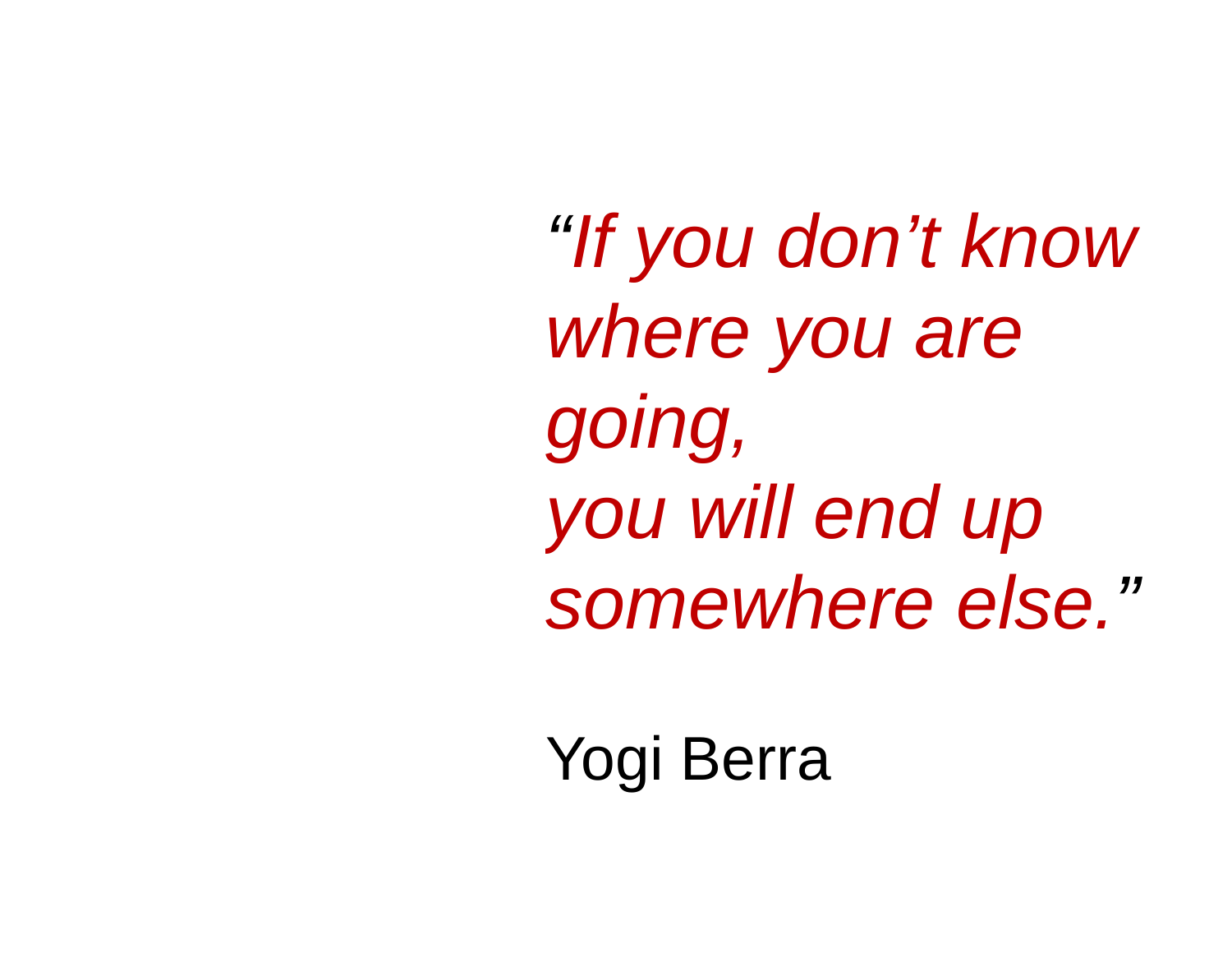*"If you don't know where you are going,*
*you will end up somewhere else."*

Yogi Berra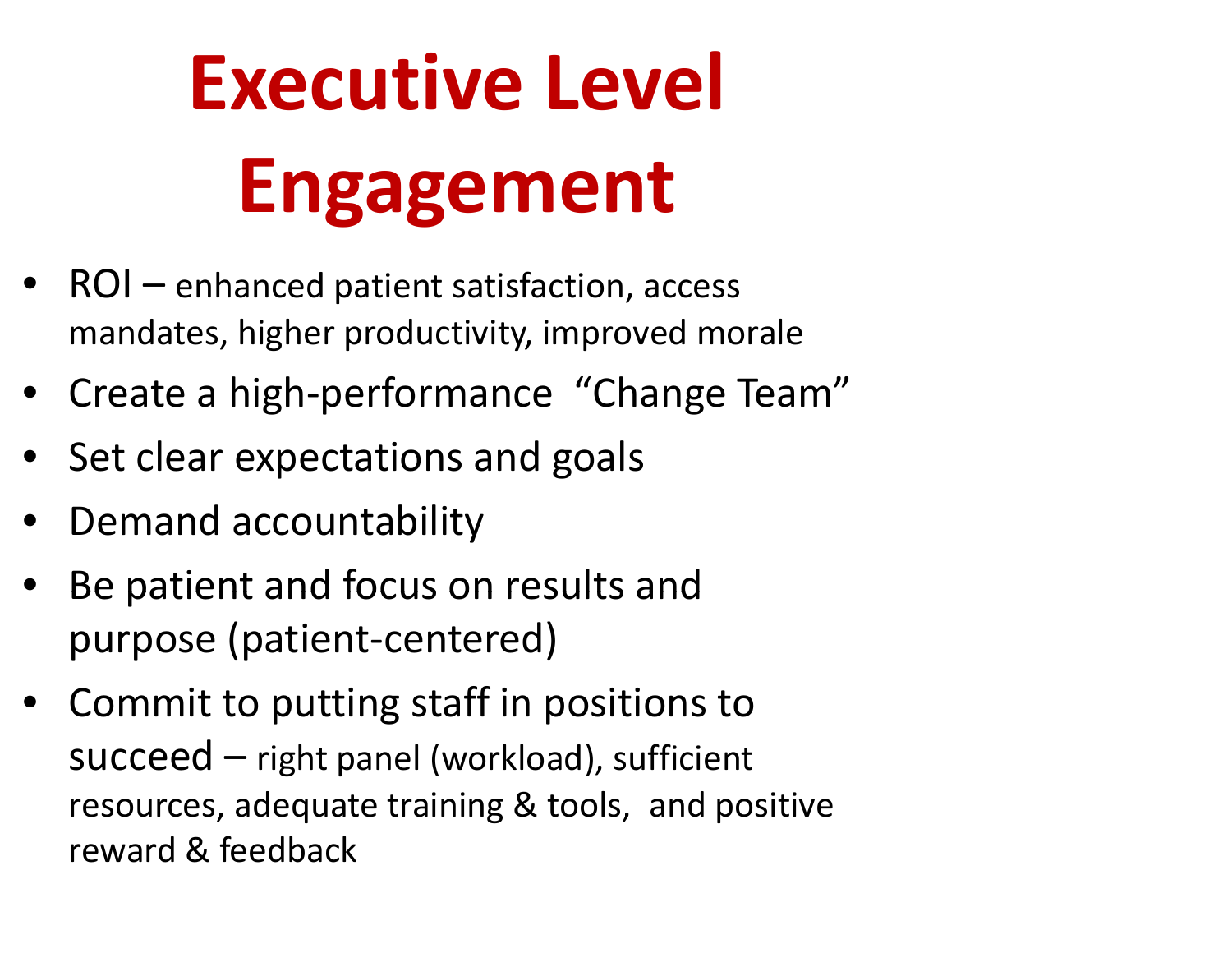# Executive Level Engagement

- ROI – enhanced patient satisfaction, access mandates, higher productivity, improved morale
- Create a high-performance "Change Team"
- Set clear expectations and goals
- Demand accountability
- Be patient and focus on results and purpose (patient-centered)
- Commit to putting staff in positions to succeed – right panel (workload), sufficient resources, adequate training & tools, and positive reward & feedback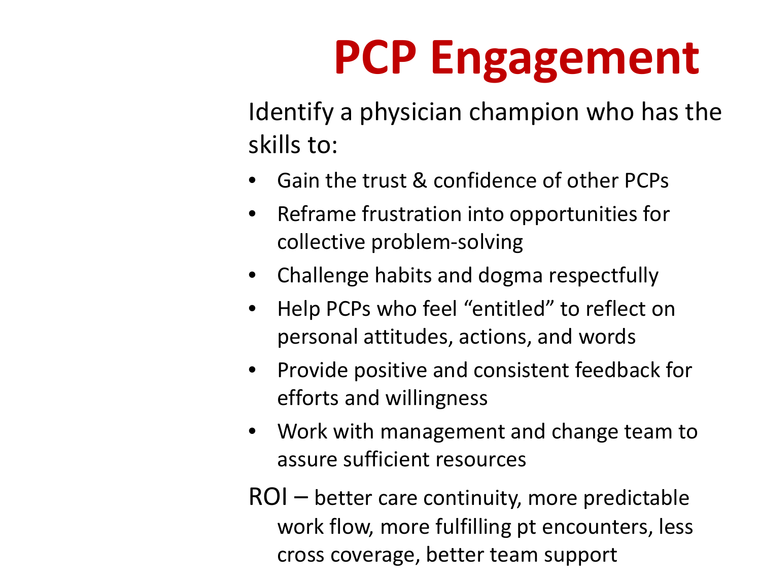# PCP Engagement

Identify a physician champion who has the skills to:

- Gain the trust & confidence of other PCPs
- Reframe frustration into opportunities for collective problem-solving
- Challenge habits and dogma respectfully
- Help PCPs who feel “entitled” to reflect on personal attitudes, actions, and words
- Provide positive and consistent feedback for efforts and willingness
- Work with management and change team to assure sufficient resources

ROI – better care continuity, more predictable work flow, more fulfilling pt encounters, less cross coverage, better team support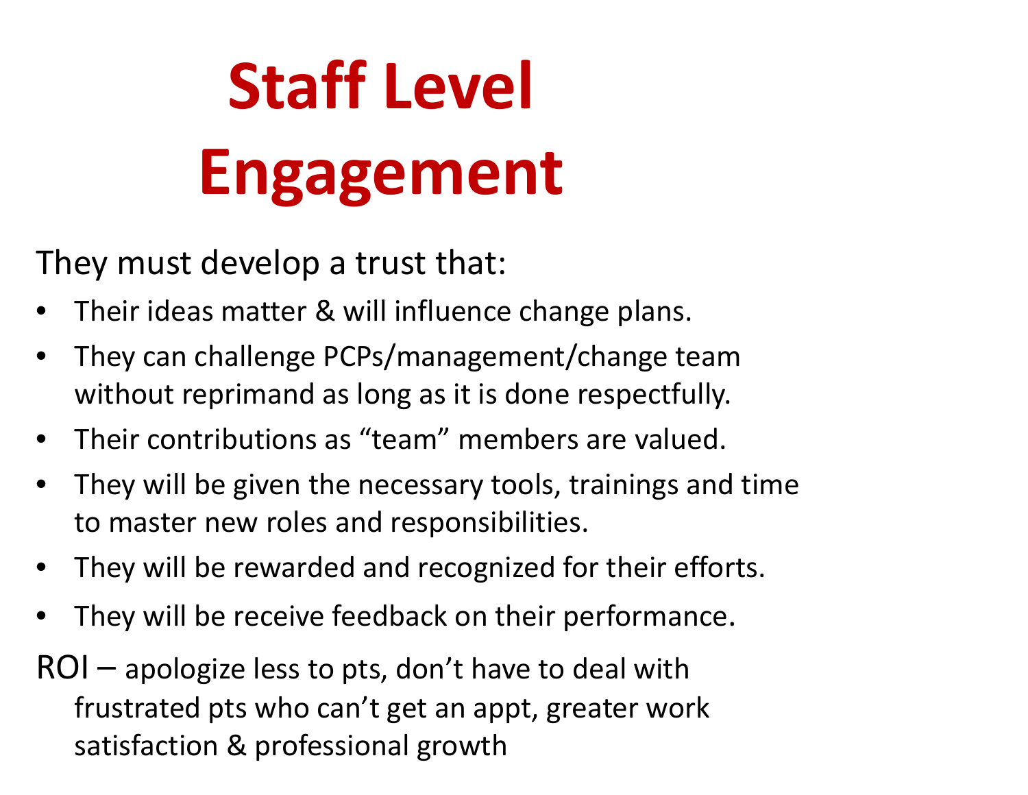# Staff Level Engagement

They must develop a trust that:

- Their ideas matter & will influence change plans.
- They can challenge PCPs/management/change team without reprimand as long as it is done respectfully.
- Their contributions as "team" members are valued.
- They will be given the necessary tools, trainings and time to master new roles and responsibilities.
- They will be rewarded and recognized for their efforts.
- They will be receive feedback on their performance.

ROI – apologize less to pts, don't have to deal with frustrated pts who can't get an appt, greater work satisfaction & professional growth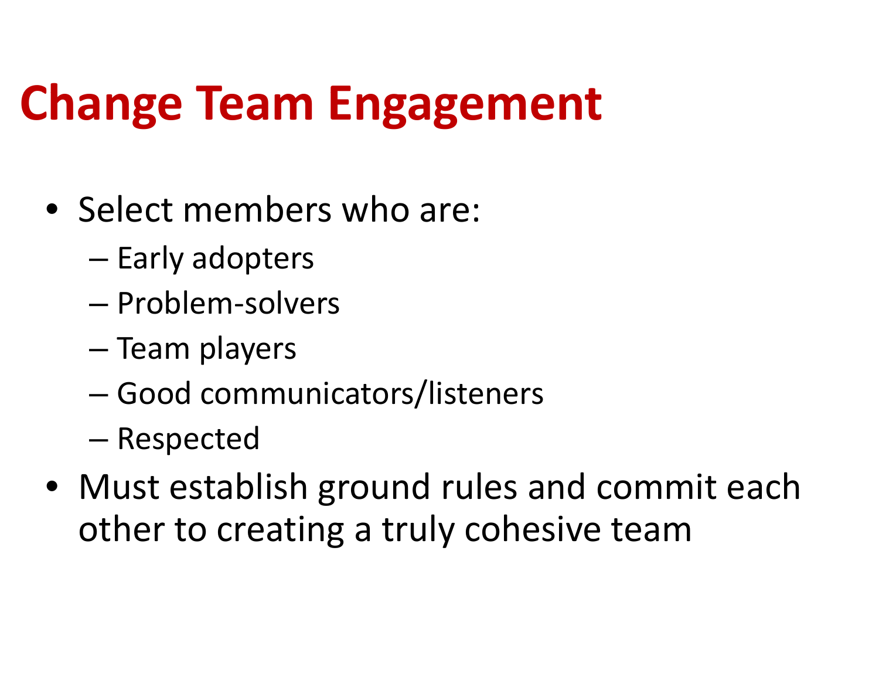# Change Team Engagement

- Select members who are:
  - Early adopters
  - Problem-solvers
  - Team players
  - Good communicators/listeners
  - Respected
- Must establish ground rules and commit each other to creating a truly cohesive team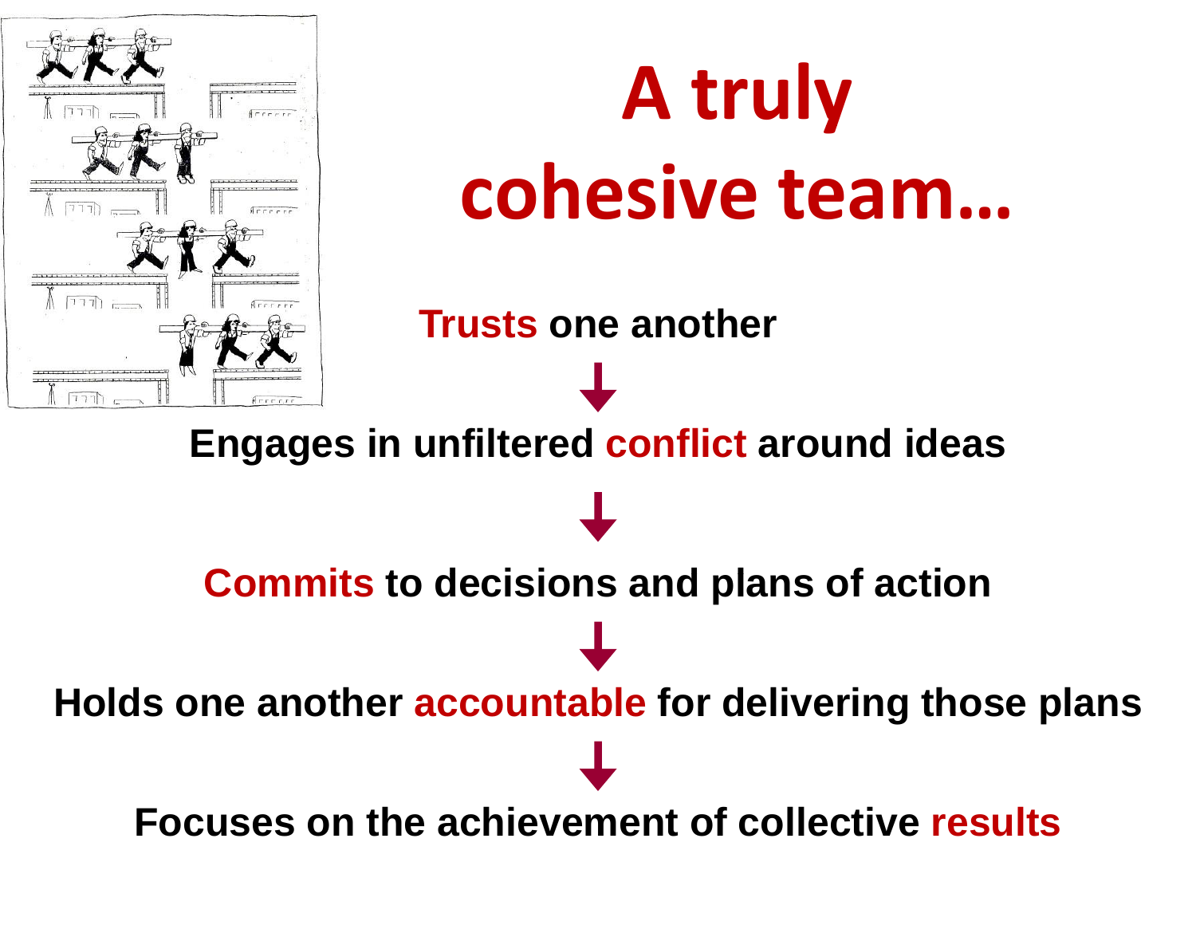# A truly cohesive team…

**Trusts one another**

↓

**Engages in unfiltered conflict around ideas**

↓

**Commits to decisions and plans of action**

↓

**Holds one another accountable for delivering those plans**

↓

**Focuses on the achievement of collective results**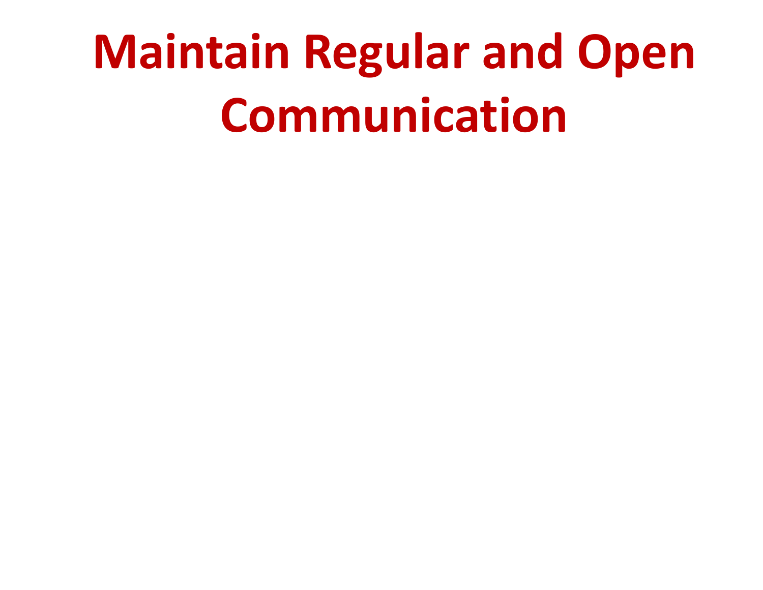# Maintain Regular and Open Communication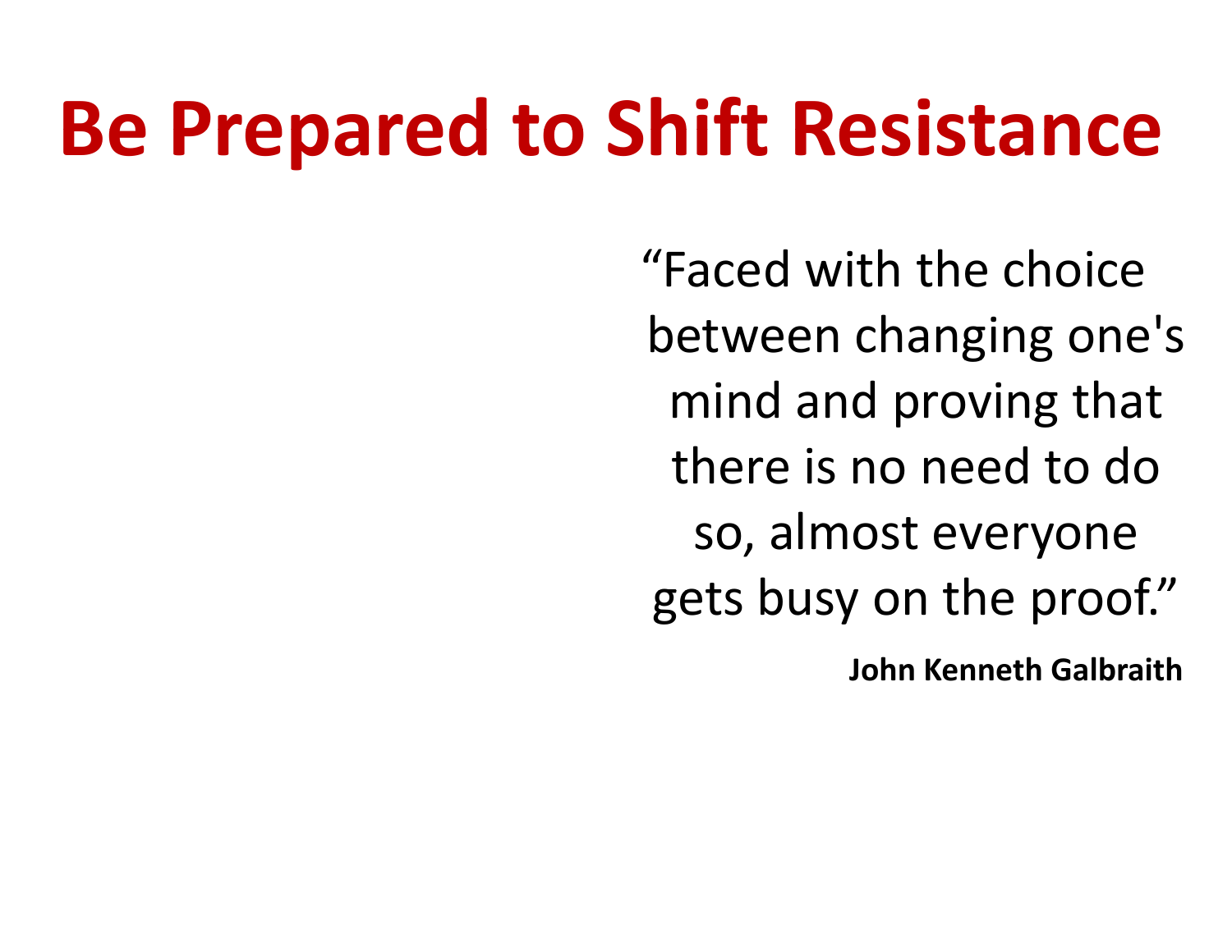# Be Prepared to Shift Resistance

> "Faced with the choice between changing one's mind and proving that there is no need to do so, almost everyone gets busy on the proof."
>
> **John Kenneth Galbraith**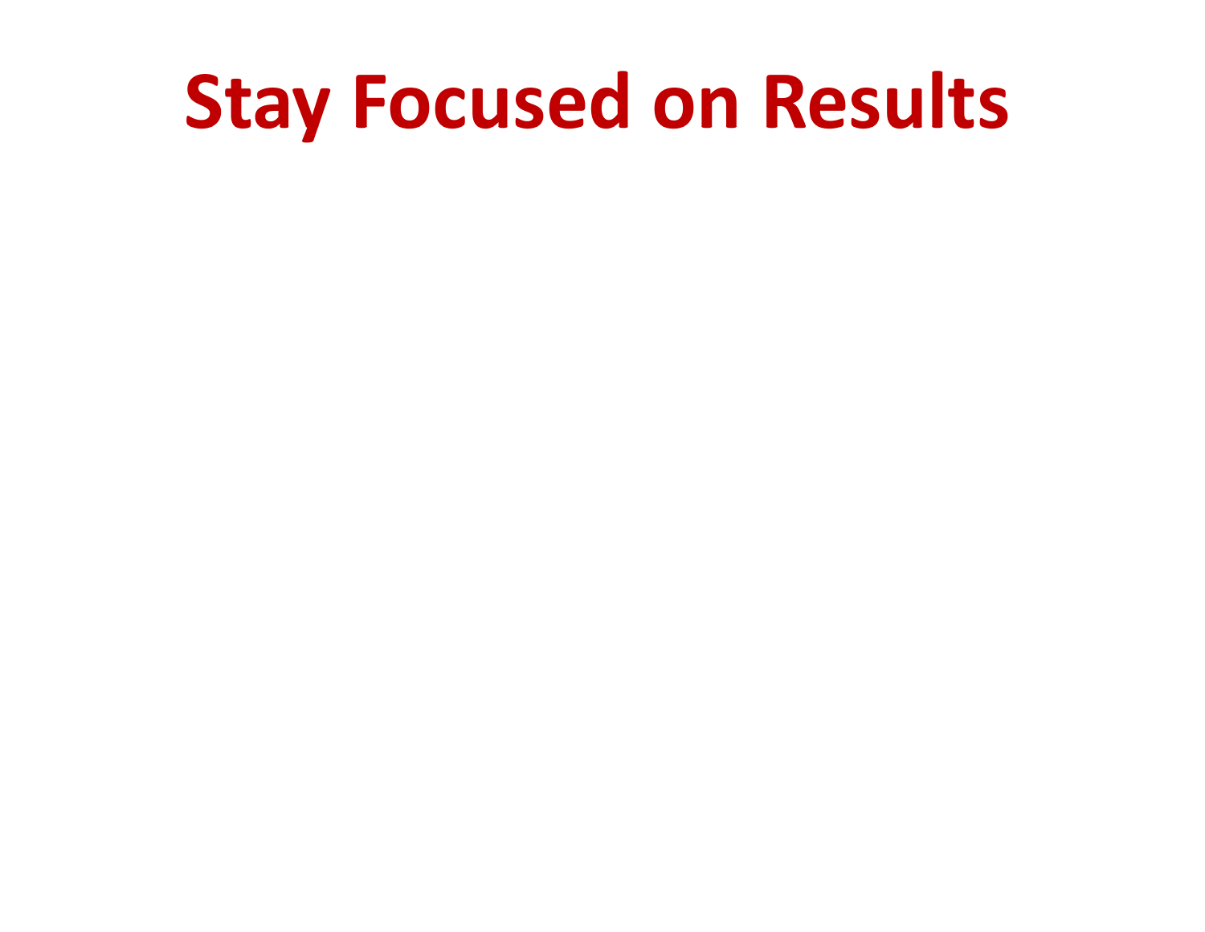# Stay Focused on Results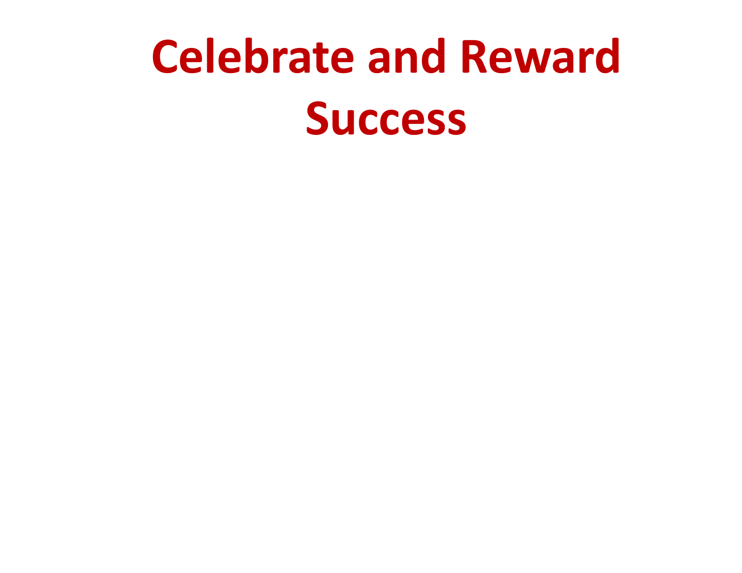# Celebrate and Reward Success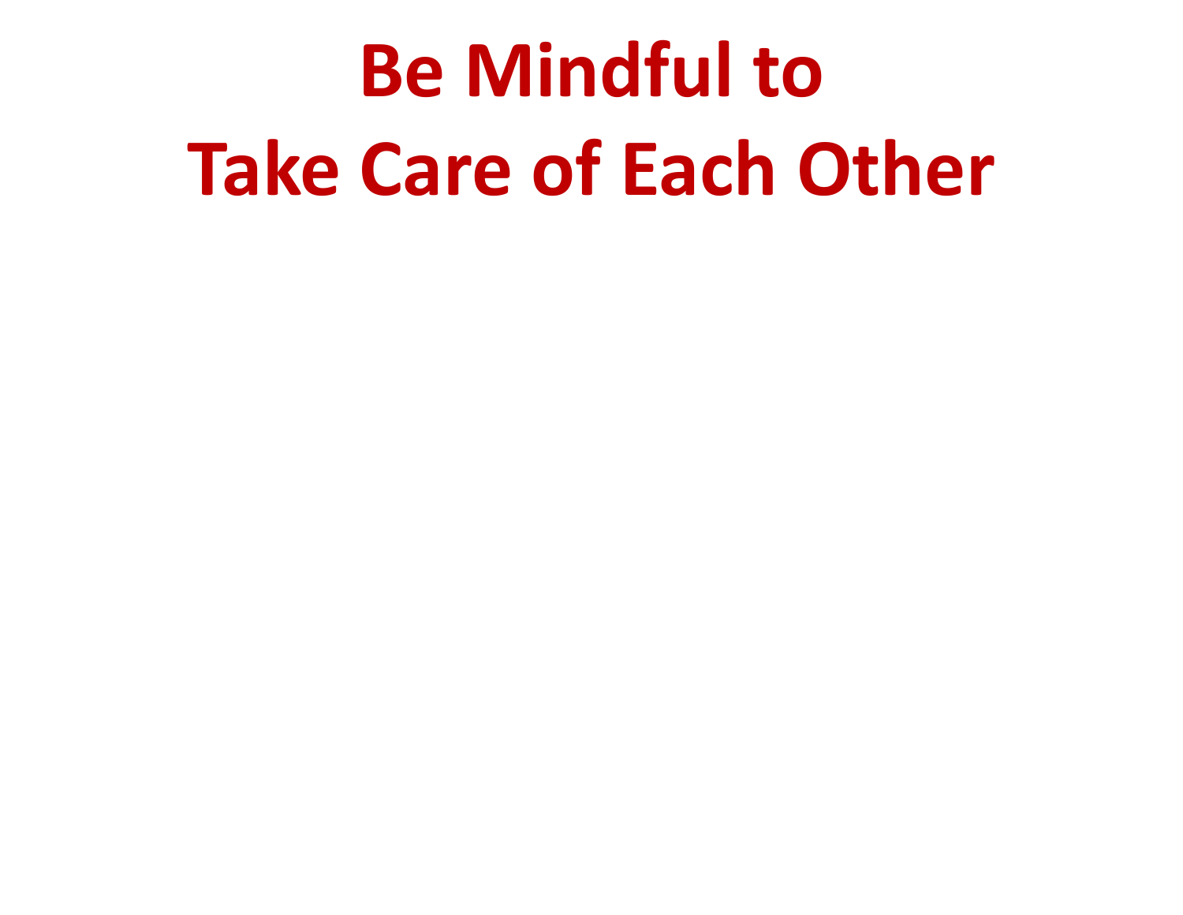# Be Mindful to
# Take Care of Each Other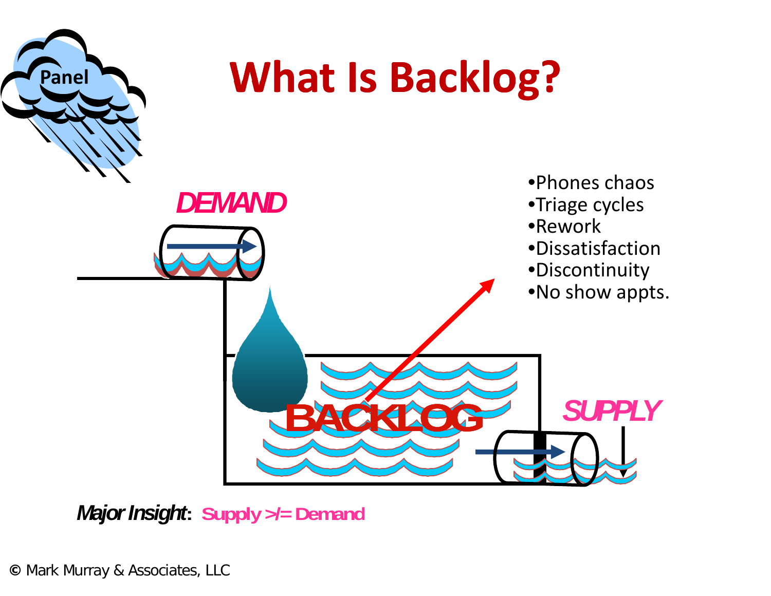# What Is Backlog?

Panel

DEMAND

BACKLOG

SUPPLY

- Phones chaos
- Triage cycles
- Rework
- Dissatisfaction
- Discontinuity
- No show appts.

***Major Insight***: Supply >/= Demand

© Mark Murray & Associates, LLC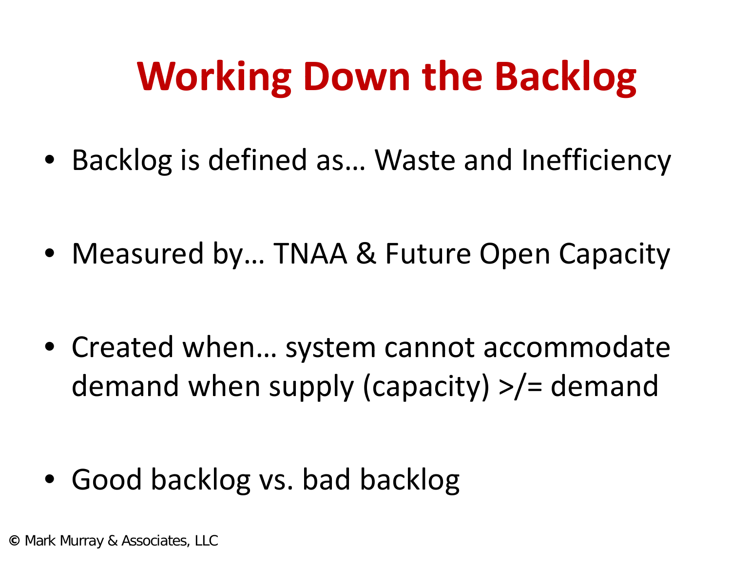# Working Down the Backlog

- Backlog is defined as… Waste and Inefficiency
- Measured by… TNAA & Future Open Capacity
- Created when… system cannot accommodate demand when supply (capacity) >/= demand
- Good backlog vs. bad backlog

© Mark Murray & Associates, LLC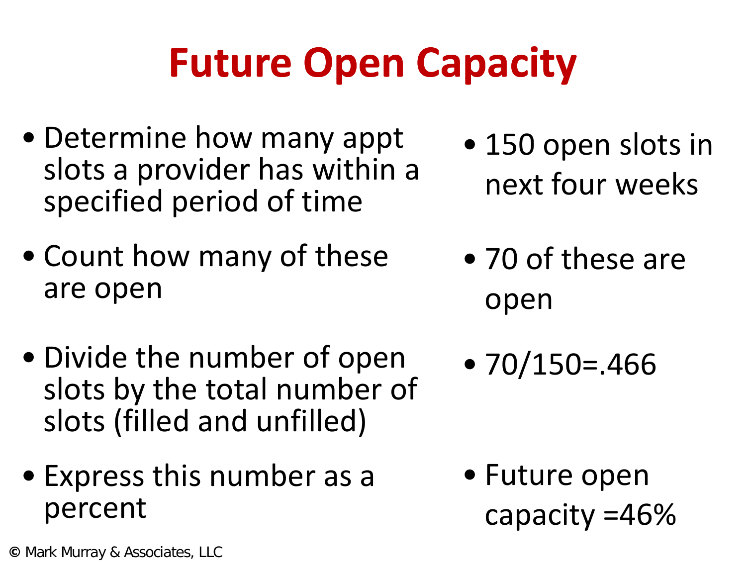# Future Open Capacity

- Determine how many appt slots a provider has within a specified period of time
- Count how many of these are open
- Divide the number of open slots by the total number of slots (filled and unfilled)
- Express this number as a percent

- 150 open slots in next four weeks
- 70 of these are open
- 70/150=.466
- Future open capacity =46%

© Mark Murray & Associates, LLC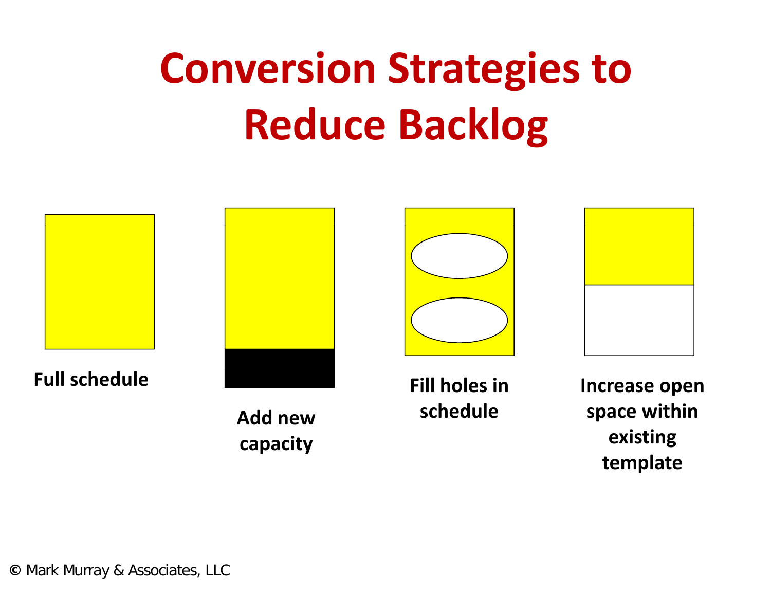# Conversion Strategies to Reduce Backlog

**Full schedule**

**Add new capacity**

**Fill holes in schedule**

**Increase open space within existing template**

© Mark Murray & Associates, LLC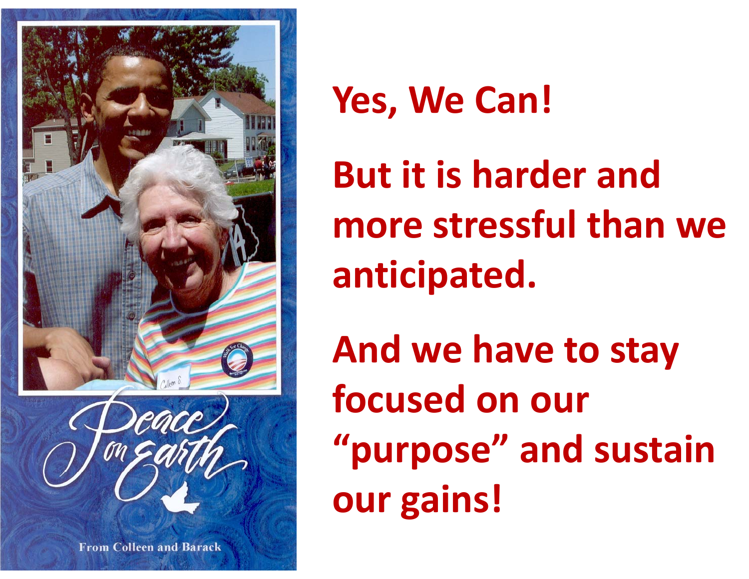Yes, We Can!

But it is harder and more stressful than we anticipated.

And we have to stay focused on our "purpose" and sustain our gains!